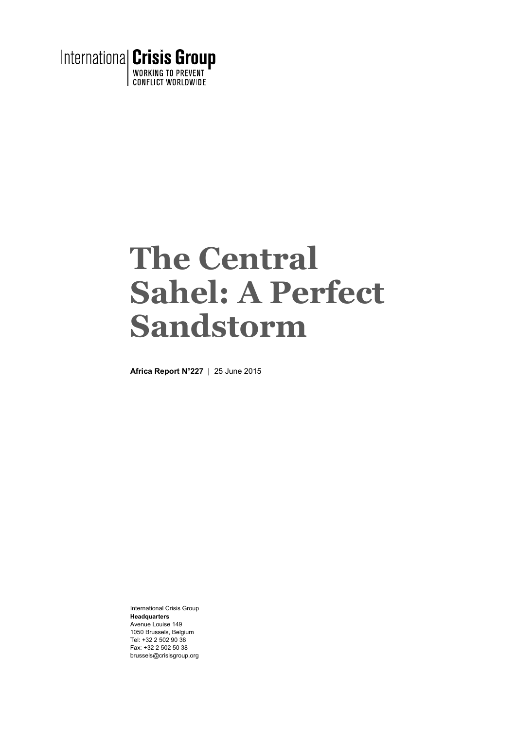International Crisis Group
WORKING TO PREVENT
CONFLICT WORLDWIDE

# The Central Sahel: A Perfect Sandstorm

**Africa Report N°227** | 25 June 2015

International Crisis Group
**Headquarters**
Avenue Louise 149
1050 Brussels, Belgium
Tel: +32 2 502 90 38
Fax: +32 2 502 50 38
brussels@crisisgroup.org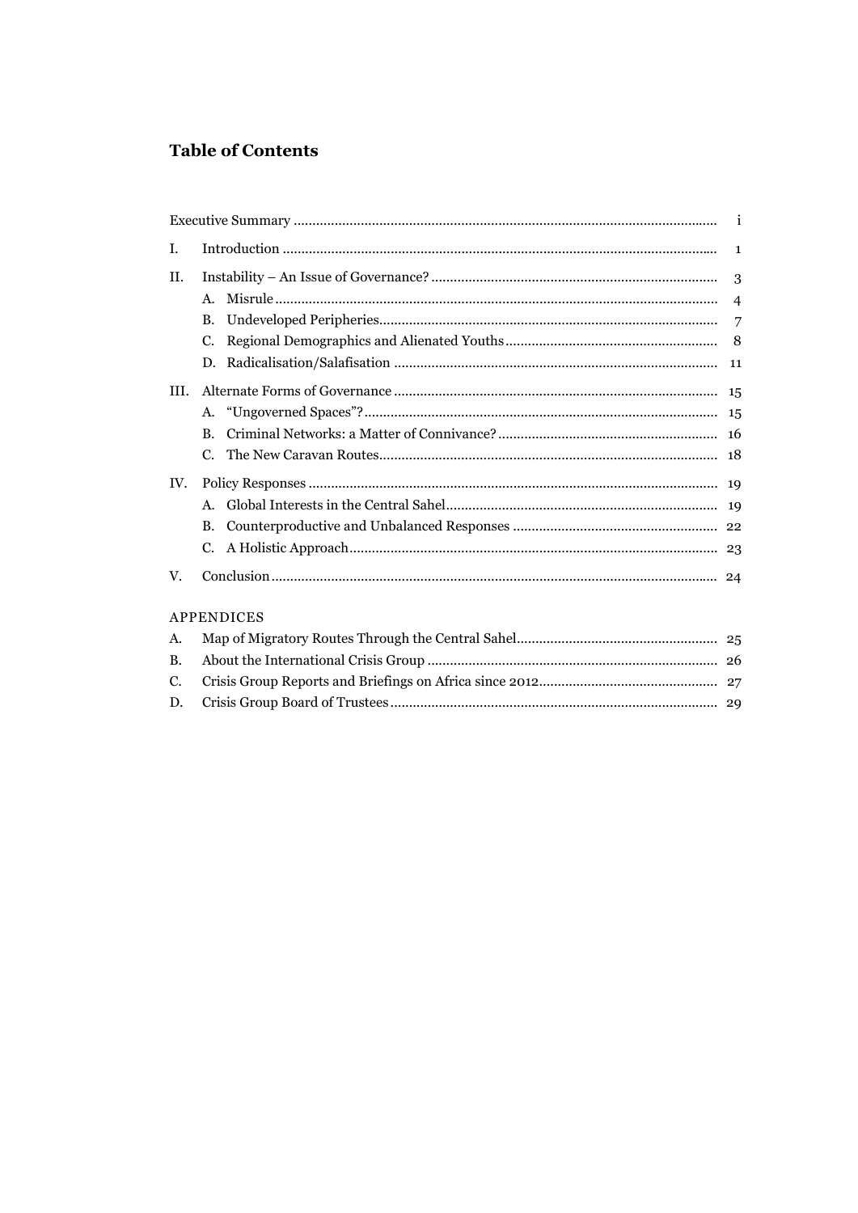# Table of Contents

| | | |
|---|---|---|
| Executive Summary | | i |
| I. | Introduction | 1 |
| II. | Instability – An Issue of Governance? | 3 |
| | A. Misrule | 4 |
| | B. Undeveloped Peripheries | 7 |
| | C. Regional Demographics and Alienated Youths | 8 |
| | D. Radicalisation/Salafisation | 11 |
| III. | Alternate Forms of Governance | 15 |
| | A. "Ungoverned Spaces"? | 15 |
| | B. Criminal Networks: a Matter of Connivance? | 16 |
| | C. The New Caravan Routes | 18 |
| IV. | Policy Responses | 19 |
| | A. Global Interests in the Central Sahel | 19 |
| | B. Counterproductive and Unbalanced Responses | 22 |
| | C. A Holistic Approach | 23 |
| V. | Conclusion | 24 |

APPENDICES

| | | |
|---|---|---|
| A. | Map of Migratory Routes Through the Central Sahel | 25 |
| B. | About the International Crisis Group | 26 |
| C. | Crisis Group Reports and Briefings on Africa since 2012 | 27 |
| D. | Crisis Group Board of Trustees | 29 |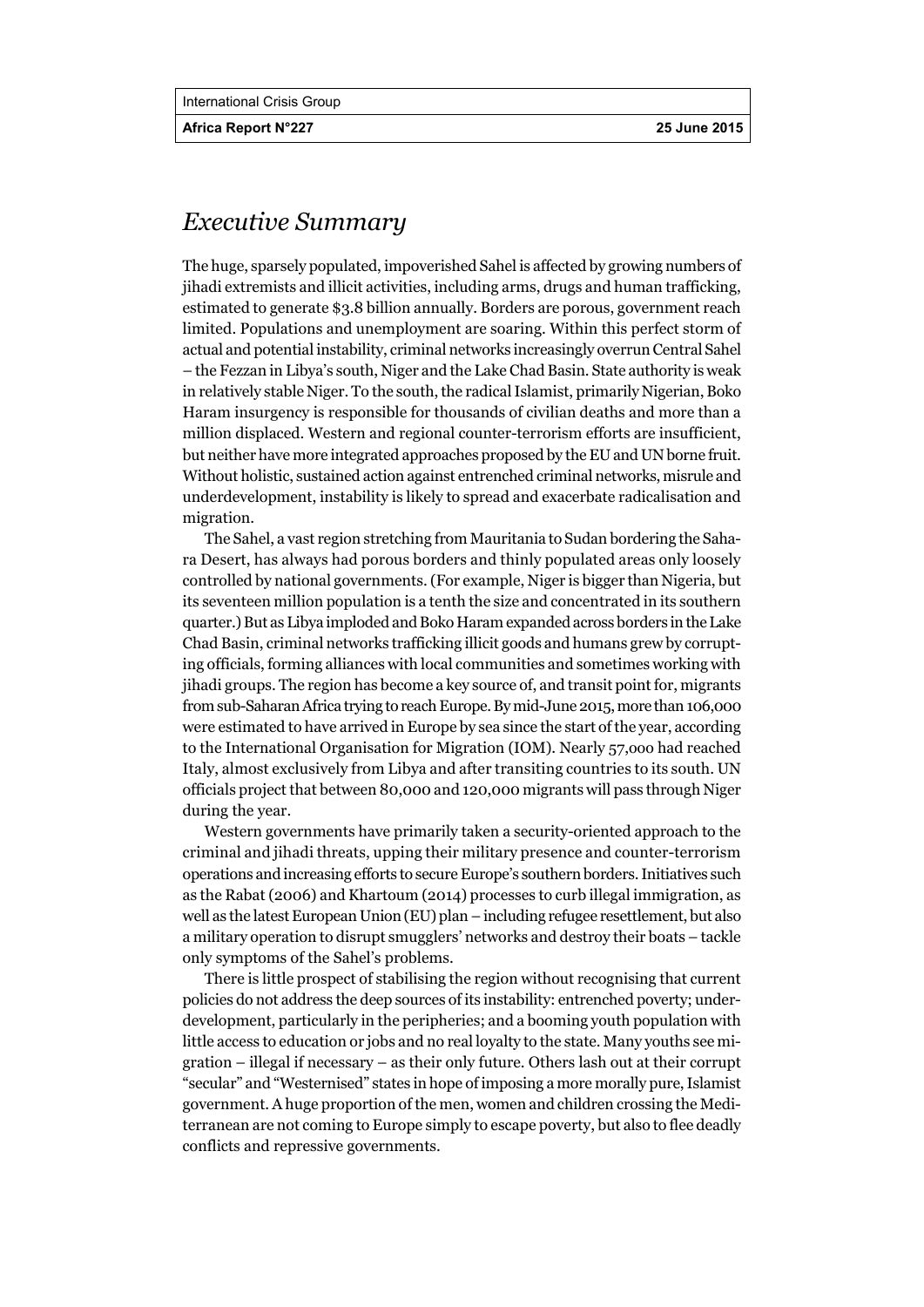# *Executive Summary*

The huge, sparsely populated, impoverished Sahel is affected by growing numbers of jihadi extremists and illicit activities, including arms, drugs and human trafficking, estimated to generate $3.8 billion annually. Borders are porous, government reach limited. Populations and unemployment are soaring. Within this perfect storm of actual and potential instability, criminal networks increasingly overrun Central Sahel – the Fezzan in Libya's south, Niger and the Lake Chad Basin. State authority is weak in relatively stable Niger. To the south, the radical Islamist, primarily Nigerian, Boko Haram insurgency is responsible for thousands of civilian deaths and more than a million displaced. Western and regional counter-terrorism efforts are insufficient, but neither have more integrated approaches proposed by the EU and UN borne fruit. Without holistic, sustained action against entrenched criminal networks, misrule and underdevelopment, instability is likely to spread and exacerbate radicalisation and migration.

The Sahel, a vast region stretching from Mauritania to Sudan bordering the Sahara Desert, has always had porous borders and thinly populated areas only loosely controlled by national governments. (For example, Niger is bigger than Nigeria, but its seventeen million population is a tenth the size and concentrated in its southern quarter.) But as Libya imploded and Boko Haram expanded across borders in the Lake Chad Basin, criminal networks trafficking illicit goods and humans grew by corrupting officials, forming alliances with local communities and sometimes working with jihadi groups. The region has become a key source of, and transit point for, migrants from sub-Saharan Africa trying to reach Europe. By mid-June 2015, more than 106,000 were estimated to have arrived in Europe by sea since the start of the year, according to the International Organisation for Migration (IOM). Nearly 57,000 had reached Italy, almost exclusively from Libya and after transiting countries to its south. UN officials project that between 80,000 and 120,000 migrants will pass through Niger during the year.

Western governments have primarily taken a security-oriented approach to the criminal and jihadi threats, upping their military presence and counter-terrorism operations and increasing efforts to secure Europe's southern borders. Initiatives such as the Rabat (2006) and Khartoum (2014) processes to curb illegal immigration, as well as the latest European Union (EU) plan – including refugee resettlement, but also a military operation to disrupt smugglers' networks and destroy their boats – tackle only symptoms of the Sahel's problems.

There is little prospect of stabilising the region without recognising that current policies do not address the deep sources of its instability: entrenched poverty; underdevelopment, particularly in the peripheries; and a booming youth population with little access to education or jobs and no real loyalty to the state. Many youths see migration – illegal if necessary – as their only future. Others lash out at their corrupt "secular" and "Westernised" states in hope of imposing a more morally pure, Islamist government. A huge proportion of the men, women and children crossing the Mediterranean are not coming to Europe simply to escape poverty, but also to flee deadly conflicts and repressive governments.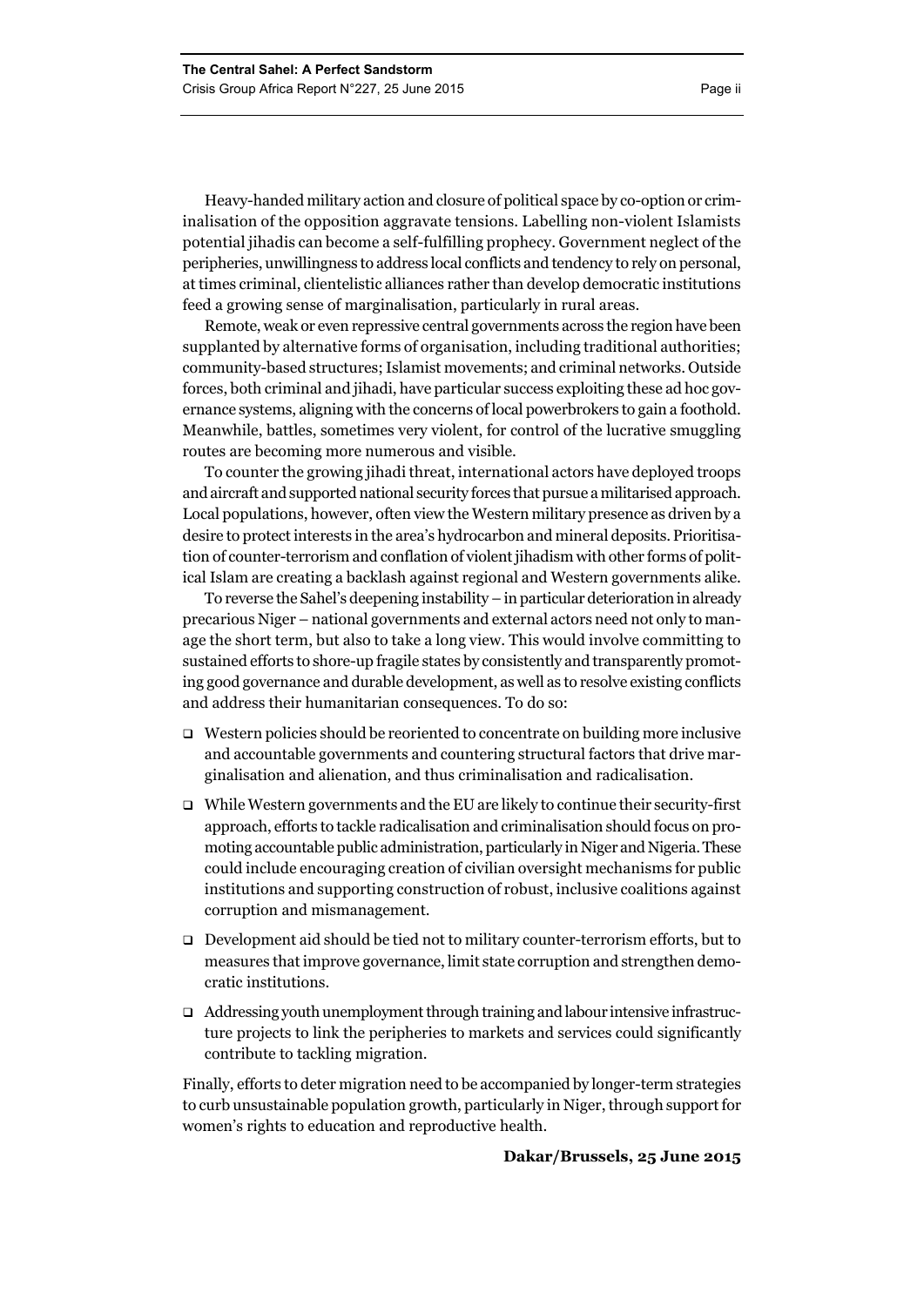Heavy-handed military action and closure of political space by co-option or criminalisation of the opposition aggravate tensions. Labelling non-violent Islamists potential jihadis can become a self-fulfilling prophecy. Government neglect of the peripheries, unwillingness to address local conflicts and tendency to rely on personal, at times criminal, clientelistic alliances rather than develop democratic institutions feed a growing sense of marginalisation, particularly in rural areas.

Remote, weak or even repressive central governments across the region have been supplanted by alternative forms of organisation, including traditional authorities; community-based structures; Islamist movements; and criminal networks. Outside forces, both criminal and jihadi, have particular success exploiting these ad hoc governance systems, aligning with the concerns of local powerbrokers to gain a foothold. Meanwhile, battles, sometimes very violent, for control of the lucrative smuggling routes are becoming more numerous and visible.

To counter the growing jihadi threat, international actors have deployed troops and aircraft and supported national security forces that pursue a militarised approach. Local populations, however, often view the Western military presence as driven by a desire to protect interests in the area's hydrocarbon and mineral deposits. Prioritisation of counter-terrorism and conflation of violent jihadism with other forms of political Islam are creating a backlash against regional and Western governments alike.

To reverse the Sahel's deepening instability – in particular deterioration in already precarious Niger – national governments and external actors need not only to manage the short term, but also to take a long view. This would involve committing to sustained efforts to shore-up fragile states by consistently and transparently promoting good governance and durable development, as well as to resolve existing conflicts and address their humanitarian consequences. To do so:

- Western policies should be reoriented to concentrate on building more inclusive and accountable governments and countering structural factors that drive marginalisation and alienation, and thus criminalisation and radicalisation.
- While Western governments and the EU are likely to continue their security-first approach, efforts to tackle radicalisation and criminalisation should focus on promoting accountable public administration, particularly in Niger and Nigeria. These could include encouraging creation of civilian oversight mechanisms for public institutions and supporting construction of robust, inclusive coalitions against corruption and mismanagement.
- Development aid should be tied not to military counter-terrorism efforts, but to measures that improve governance, limit state corruption and strengthen democratic institutions.
- Addressing youth unemployment through training and labour intensive infrastructure projects to link the peripheries to markets and services could significantly contribute to tackling migration.

Finally, efforts to deter migration need to be accompanied by longer-term strategies to curb unsustainable population growth, particularly in Niger, through support for women's rights to education and reproductive health.

**Dakar/Brussels, 25 June 2015**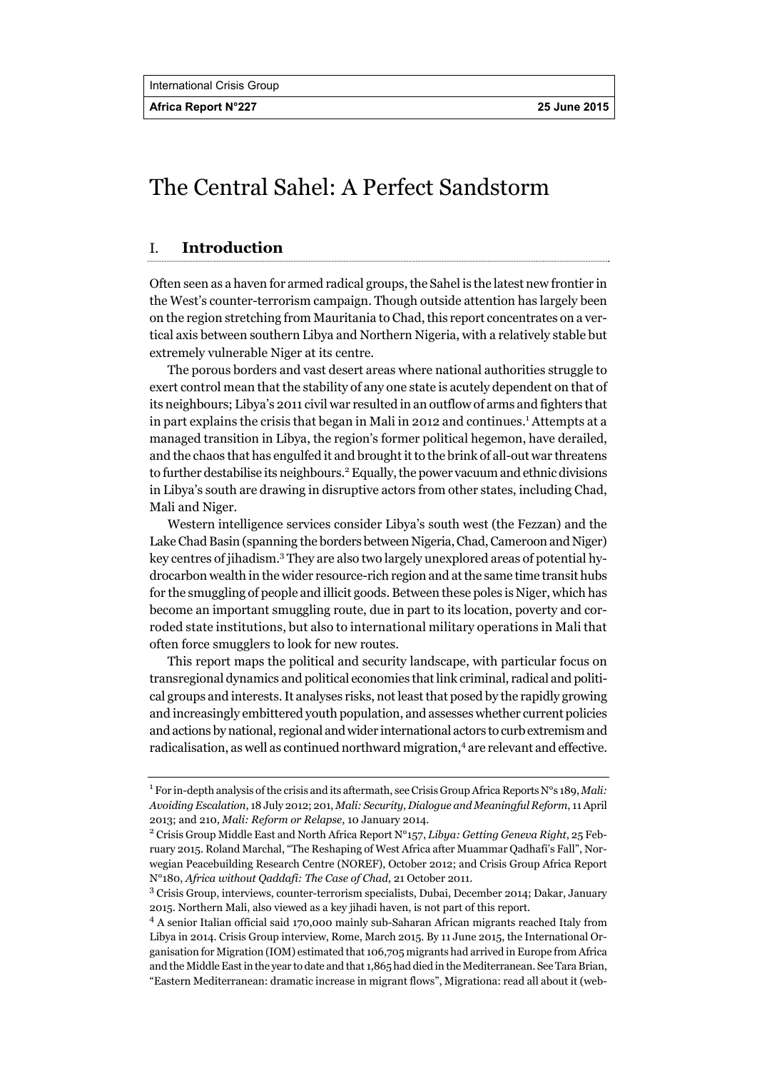# The Central Sahel: A Perfect Sandstorm

## I. Introduction

Often seen as a haven for armed radical groups, the Sahel is the latest new frontier in the West's counter-terrorism campaign. Though outside attention has largely been on the region stretching from Mauritania to Chad, this report concentrates on a vertical axis between southern Libya and Northern Nigeria, with a relatively stable but extremely vulnerable Niger at its centre.

The porous borders and vast desert areas where national authorities struggle to exert control mean that the stability of any one state is acutely dependent on that of its neighbours; Libya's 2011 civil war resulted in an outflow of arms and fighters that in part explains the crisis that began in Mali in 2012 and continues.[1] Attempts at a managed transition in Libya, the region's former political hegemon, have derailed, and the chaos that has engulfed it and brought it to the brink of all-out war threatens to further destabilise its neighbours.[2] Equally, the power vacuum and ethnic divisions in Libya's south are drawing in disruptive actors from other states, including Chad, Mali and Niger.

Western intelligence services consider Libya's south west (the Fezzan) and the Lake Chad Basin (spanning the borders between Nigeria, Chad, Cameroon and Niger) key centres of jihadism.[3] They are also two largely unexplored areas of potential hydrocarbon wealth in the wider resource-rich region and at the same time transit hubs for the smuggling of people and illicit goods. Between these poles is Niger, which has become an important smuggling route, due in part to its location, poverty and corroded state institutions, but also to international military operations in Mali that often force smugglers to look for new routes.

This report maps the political and security landscape, with particular focus on transregional dynamics and political economies that link criminal, radical and political groups and interests. It analyses risks, not least that posed by the rapidly growing and increasingly embittered youth population, and assesses whether current policies and actions by national, regional and wider international actors to curb extremism and radicalisation, as well as continued northward migration,[4] are relevant and effective.

---

[1] For in-depth analysis of the crisis and its aftermath, see Crisis Group Africa Reports N°s 189, *Mali: Avoiding Escalation*, 18 July 2012; 201, *Mali: Security, Dialogue and Meaningful Reform*, 11 April 2013; and 210, *Mali: Reform or Relapse*, 10 January 2014.

[2] Crisis Group Middle East and North Africa Report N°157, *Libya: Getting Geneva Right*, 25 February 2015. Roland Marchal, "The Reshaping of West Africa after Muammar Qadhafi's Fall", Norwegian Peacebuilding Research Centre (NOREF), October 2012; and Crisis Group Africa Report N°180, *Africa without Qaddafi: The Case of Chad*, 21 October 2011.

[3] Crisis Group, interviews, counter-terrorism specialists, Dubai, December 2014; Dakar, January 2015. Northern Mali, also viewed as a key jihadi haven, is not part of this report.

[4] A senior Italian official said 170,000 mainly sub-Saharan African migrants reached Italy from Libya in 2014. Crisis Group interview, Rome, March 2015. By 11 June 2015, the International Organisation for Migration (IOM) estimated that 106,705 migrants had arrived in Europe from Africa and the Middle East in the year to date and that 1,865 had died in the Mediterranean. See Tara Brian, "Eastern Mediterranean: dramatic increase in migrant flows", Migrationa: read all about it (web-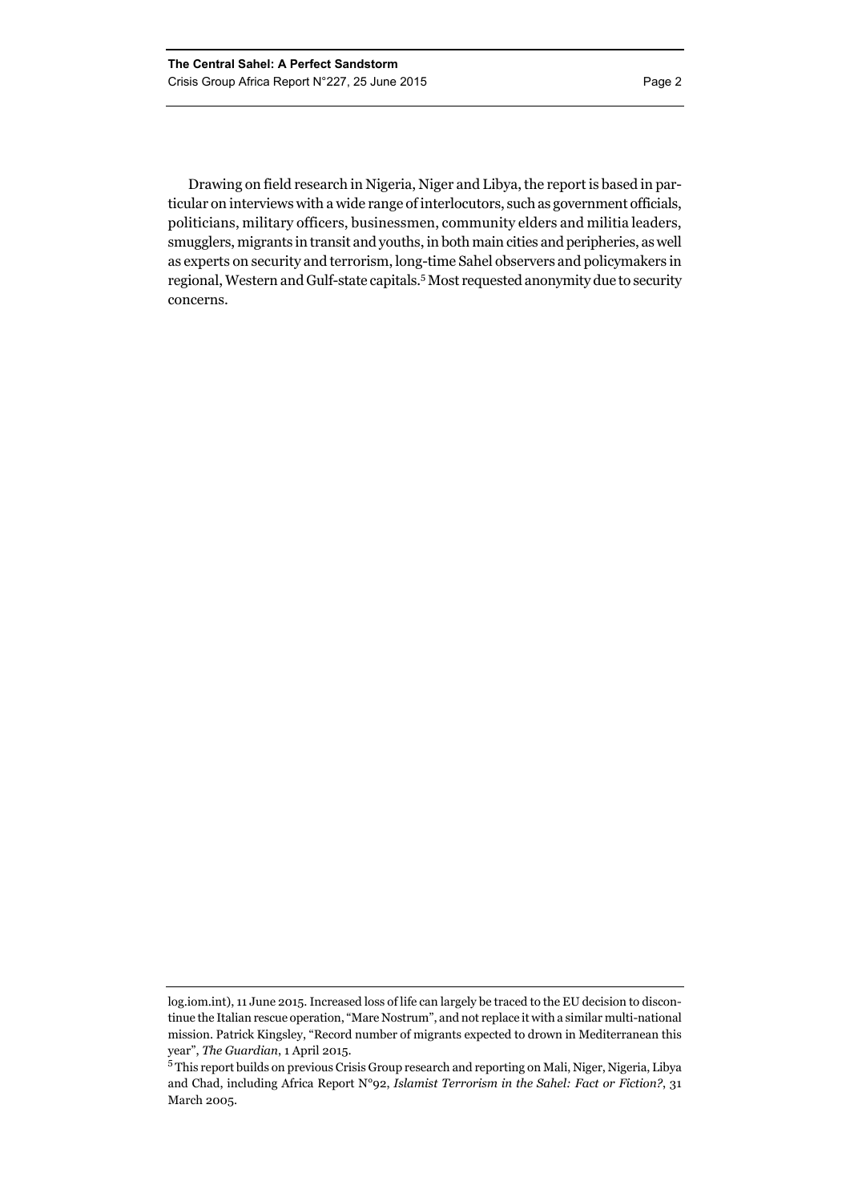Drawing on field research in Nigeria, Niger and Libya, the report is based in particular on interviews with a wide range of interlocutors, such as government officials, politicians, military officers, businessmen, community elders and militia leaders, smugglers, migrants in transit and youths, in both main cities and peripheries, as well as experts on security and terrorism, long-time Sahel observers and policymakers in regional, Western and Gulf-state capitals.[5] Most requested anonymity due to security concerns.

---

log.iom.int), 11 June 2015. Increased loss of life can largely be traced to the EU decision to discontinue the Italian rescue operation, "Mare Nostrum", and not replace it with a similar multi-national mission. Patrick Kingsley, "Record number of migrants expected to drown in Mediterranean this year", *The Guardian*, 1 April 2015.

[5] This report builds on previous Crisis Group research and reporting on Mali, Niger, Nigeria, Libya and Chad, including Africa Report N°92, *Islamist Terrorism in the Sahel: Fact or Fiction?*, 31 March 2005.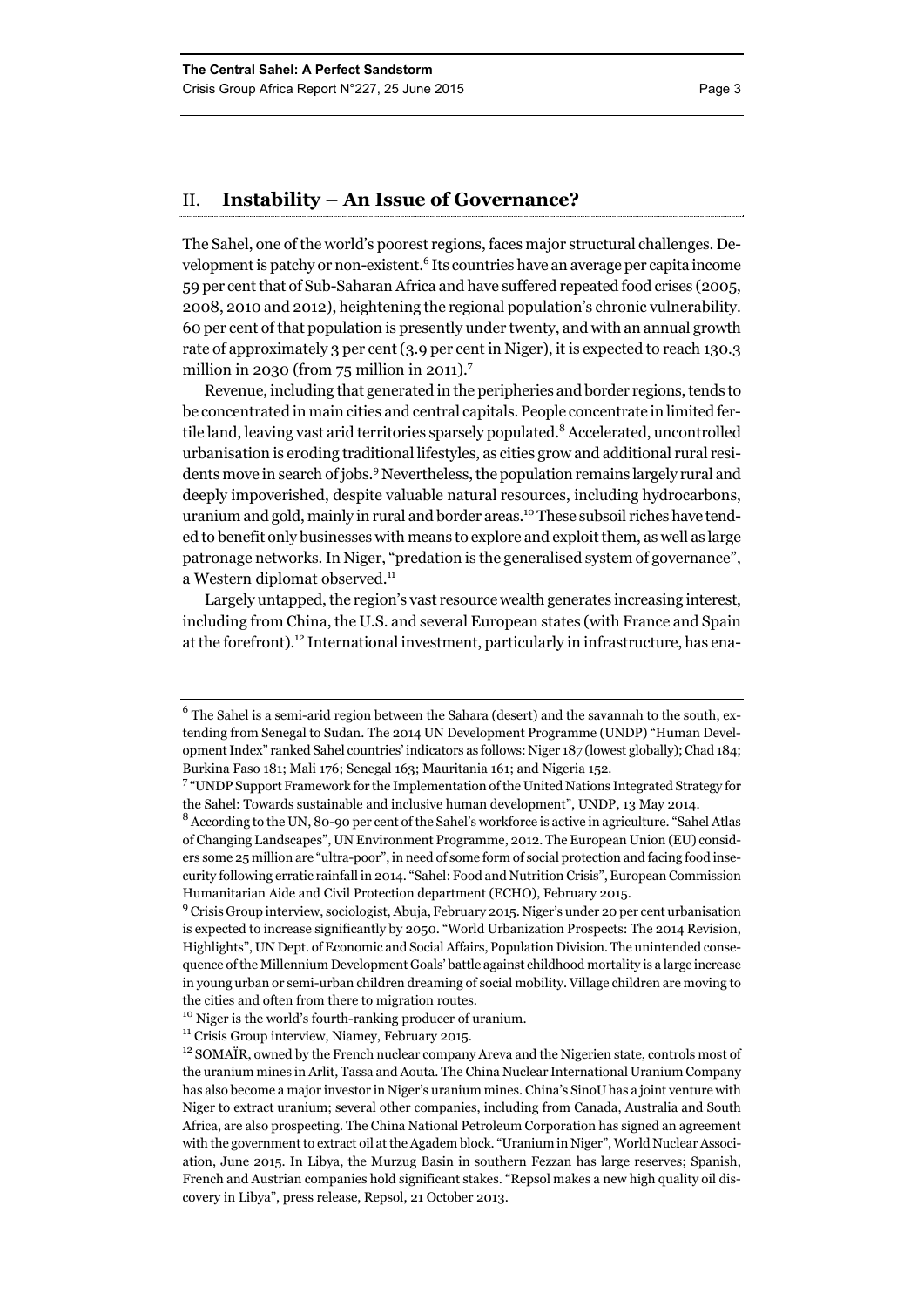## II. Instability – An Issue of Governance?

The Sahel, one of the world's poorest regions, faces major structural challenges. Development is patchy or non-existent.[6] Its countries have an average per capita income 59 per cent that of Sub-Saharan Africa and have suffered repeated food crises (2005, 2008, 2010 and 2012), heightening the regional population's chronic vulnerability. 60 per cent of that population is presently under twenty, and with an annual growth rate of approximately 3 per cent (3.9 per cent in Niger), it is expected to reach 130.3 million in 2030 (from 75 million in 2011).[7]

Revenue, including that generated in the peripheries and border regions, tends to be concentrated in main cities and central capitals. People concentrate in limited fertile land, leaving vast arid territories sparsely populated.[8] Accelerated, uncontrolled urbanisation is eroding traditional lifestyles, as cities grow and additional rural residents move in search of jobs.[9] Nevertheless, the population remains largely rural and deeply impoverished, despite valuable natural resources, including hydrocarbons, uranium and gold, mainly in rural and border areas.[10] These subsoil riches have tended to benefit only businesses with means to explore and exploit them, as well as large patronage networks. In Niger, "predation is the generalised system of governance", a Western diplomat observed.[11]

Largely untapped, the region's vast resource wealth generates increasing interest, including from China, the U.S. and several European states (with France and Spain at the forefront).[12] International investment, particularly in infrastructure, has ena-

---

[6] The Sahel is a semi-arid region between the Sahara (desert) and the savannah to the south, extending from Senegal to Sudan. The 2014 UN Development Programme (UNDP) "Human Development Index" ranked Sahel countries' indicators as follows: Niger 187 (lowest globally); Chad 184; Burkina Faso 181; Mali 176; Senegal 163; Mauritania 161; and Nigeria 152.

[7] "UNDP Support Framework for the Implementation of the United Nations Integrated Strategy for the Sahel: Towards sustainable and inclusive human development", UNDP, 13 May 2014.

[8] According to the UN, 80-90 per cent of the Sahel's workforce is active in agriculture. "Sahel Atlas of Changing Landscapes", UN Environment Programme, 2012. The European Union (EU) considers some 25 million are "ultra-poor", in need of some form of social protection and facing food insecurity following erratic rainfall in 2014. "Sahel: Food and Nutrition Crisis", European Commission Humanitarian Aide and Civil Protection department (ECHO), February 2015.

[9] Crisis Group interview, sociologist, Abuja, February 2015. Niger's under 20 per cent urbanisation is expected to increase significantly by 2050. "World Urbanization Prospects: The 2014 Revision, Highlights", UN Dept. of Economic and Social Affairs, Population Division. The unintended consequence of the Millennium Development Goals' battle against childhood mortality is a large increase in young urban or semi-urban children dreaming of social mobility. Village children are moving to the cities and often from there to migration routes.

[10] Niger is the world's fourth-ranking producer of uranium.

[11] Crisis Group interview, Niamey, February 2015.

[12] SOMAÏR, owned by the French nuclear company Areva and the Nigerien state, controls most of the uranium mines in Arlit, Tassa and Aouta. The China Nuclear International Uranium Company has also become a major investor in Niger's uranium mines. China's SinoU has a joint venture with Niger to extract uranium; several other companies, including from Canada, Australia and South Africa, are also prospecting. The China National Petroleum Corporation has signed an agreement with the government to extract oil at the Agadem block. "Uranium in Niger", World Nuclear Association, June 2015. In Libya, the Murzug Basin in southern Fezzan has large reserves; Spanish, French and Austrian companies hold significant stakes. "Repsol makes a new high quality oil discovery in Libya", press release, Repsol, 21 October 2013.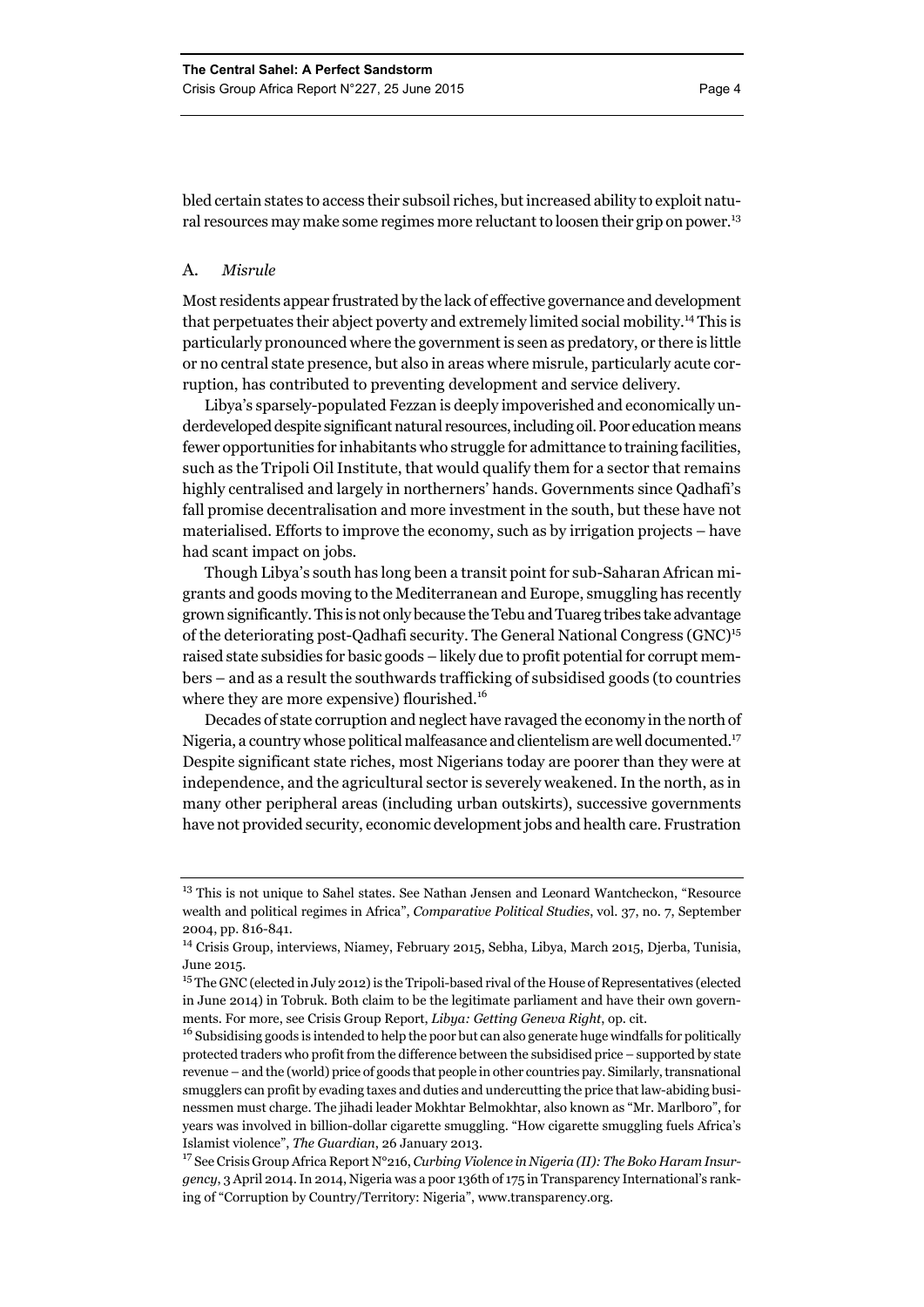bled certain states to access their subsoil riches, but increased ability to exploit natural resources may make some regimes more reluctant to loosen their grip on power.[13]

### A. *Misrule*

Most residents appear frustrated by the lack of effective governance and development that perpetuates their abject poverty and extremely limited social mobility.[14] This is particularly pronounced where the government is seen as predatory, or there is little or no central state presence, but also in areas where misrule, particularly acute corruption, has contributed to preventing development and service delivery.

Libya's sparsely-populated Fezzan is deeply impoverished and economically underdeveloped despite significant natural resources, including oil. Poor education means fewer opportunities for inhabitants who struggle for admittance to training facilities, such as the Tripoli Oil Institute, that would qualify them for a sector that remains highly centralised and largely in northerners' hands. Governments since Qadhafi's fall promise decentralisation and more investment in the south, but these have not materialised. Efforts to improve the economy, such as by irrigation projects – have had scant impact on jobs.

Though Libya's south has long been a transit point for sub-Saharan African migrants and goods moving to the Mediterranean and Europe, smuggling has recently grown significantly. This is not only because the Tebu and Tuareg tribes take advantage of the deteriorating post-Qadhafi security. The General National Congress (GNC)[15] raised state subsidies for basic goods – likely due to profit potential for corrupt members – and as a result the southwards trafficking of subsidised goods (to countries where they are more expensive) flourished.[16]

Decades of state corruption and neglect have ravaged the economy in the north of Nigeria, a country whose political malfeasance and clientelism are well documented.[17] Despite significant state riches, most Nigerians today are poorer than they were at independence, and the agricultural sector is severely weakened. In the north, as in many other peripheral areas (including urban outskirts), successive governments have not provided security, economic development jobs and health care. Frustration

---

[13] This is not unique to Sahel states. See Nathan Jensen and Leonard Wantchekon, "Resource wealth and political regimes in Africa", *Comparative Political Studies*, vol. 37, no. 7, September 2004, pp. 816-841.

[14] Crisis Group, interviews, Niamey, February 2015, Sebha, Libya, March 2015, Djerba, Tunisia, June 2015.

[15] The GNC (elected in July 2012) is the Tripoli-based rival of the House of Representatives (elected in June 2014) in Tobruk. Both claim to be the legitimate parliament and have their own governments. For more, see Crisis Group Report, *Libya: Getting Geneva Right*, op. cit.

[16] Subsidising goods is intended to help the poor but can also generate huge windfalls for politically protected traders who profit from the difference between the subsidised price – supported by state revenue – and the (world) price of goods that people in other countries pay. Similarly, transnational smugglers can profit by evading taxes and duties and undercutting the price that law-abiding businessmen must charge. The jihadi leader Mokhtar Belmokhtar, also known as "Mr. Marlboro", for years was involved in billion-dollar cigarette smuggling. "How cigarette smuggling fuels Africa's Islamist violence", *The Guardian*, 26 January 2013.

[17] See Crisis Group Africa Report N°216, *Curbing Violence in Nigeria (II): The Boko Haram Insurgency*, 3 April 2014. In 2014, Nigeria was a poor 136th of 175 in Transparency International's ranking of "Corruption by Country/Territory: Nigeria", www.transparency.org.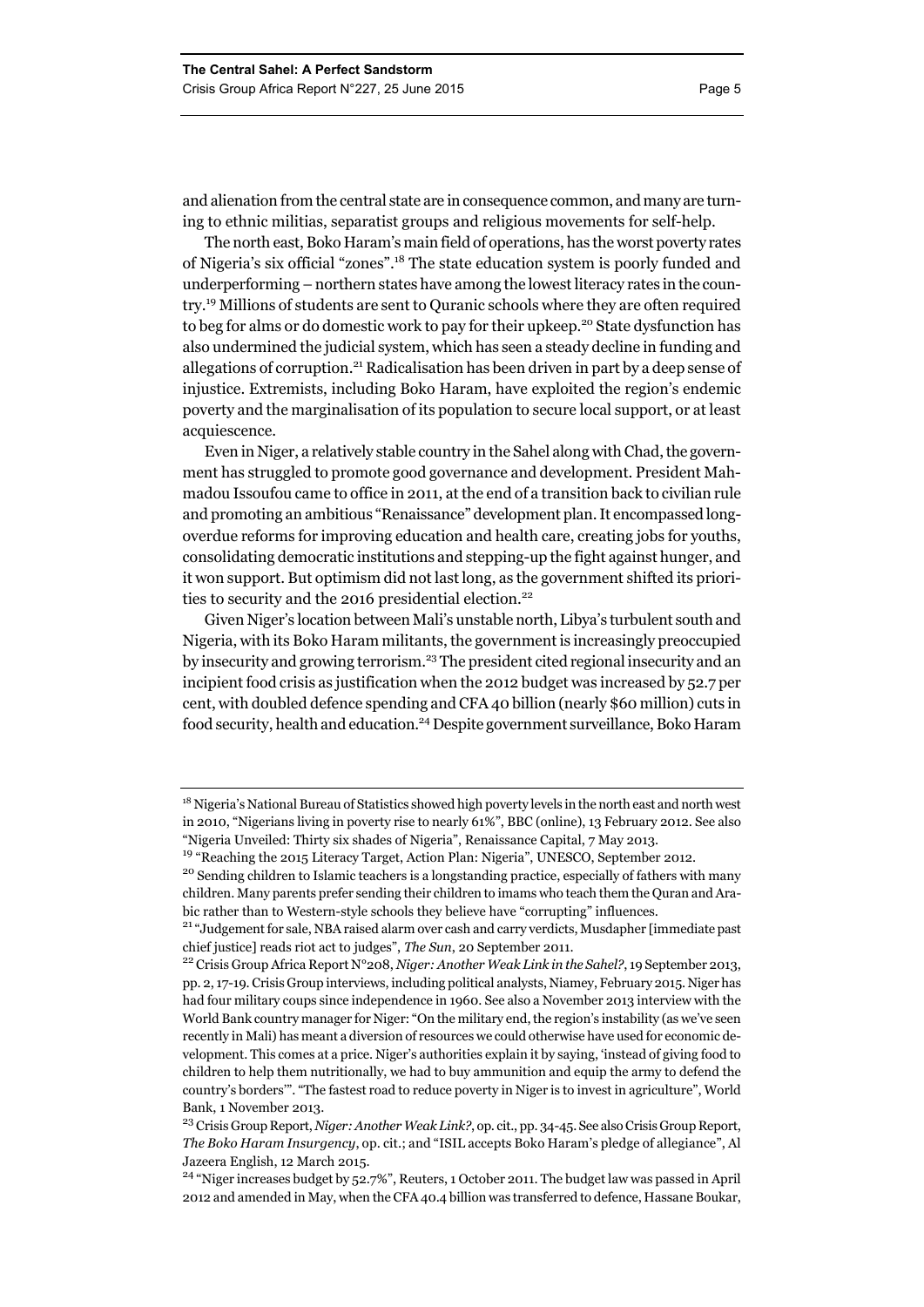and alienation from the central state are in consequence common, and many are turning to ethnic militias, separatist groups and religious movements for self-help.

The north east, Boko Haram's main field of operations, has the worst poverty rates of Nigeria's six official "zones".[18] The state education system is poorly funded and underperforming – northern states have among the lowest literacy rates in the country.[19] Millions of students are sent to Quranic schools where they are often required to beg for alms or do domestic work to pay for their upkeep.[20] State dysfunction has also undermined the judicial system, which has seen a steady decline in funding and allegations of corruption.[21] Radicalisation has been driven in part by a deep sense of injustice. Extremists, including Boko Haram, have exploited the region's endemic poverty and the marginalisation of its population to secure local support, or at least acquiescence.

Even in Niger, a relatively stable country in the Sahel along with Chad, the government has struggled to promote good governance and development. President Mahmadou Issoufou came to office in 2011, at the end of a transition back to civilian rule and promoting an ambitious "Renaissance" development plan. It encompassed long-overdue reforms for improving education and health care, creating jobs for youths, consolidating democratic institutions and stepping-up the fight against hunger, and it won support. But optimism did not last long, as the government shifted its priorities to security and the 2016 presidential election.[22]

Given Niger's location between Mali's unstable north, Libya's turbulent south and Nigeria, with its Boko Haram militants, the government is increasingly preoccupied by insecurity and growing terrorism.[23] The president cited regional insecurity and an incipient food crisis as justification when the 2012 budget was increased by 52.7 per cent, with doubled defence spending and CFA 40 billion (nearly $60 million) cuts in food security, health and education.[24] Despite government surveillance, Boko Haram

---

[18] Nigeria's National Bureau of Statistics showed high poverty levels in the north east and north west in 2010, "Nigerians living in poverty rise to nearly 61%", BBC (online), 13 February 2012. See also "Nigeria Unveiled: Thirty six shades of Nigeria", Renaissance Capital, 7 May 2013.

[19] "Reaching the 2015 Literacy Target, Action Plan: Nigeria", UNESCO, September 2012.

[20] Sending children to Islamic teachers is a longstanding practice, especially of fathers with many children. Many parents prefer sending their children to imams who teach them the Quran and Arabic rather than to Western-style schools they believe have "corrupting" influences.

[21] "Judgement for sale, NBA raised alarm over cash and carry verdicts, Musdapher [immediate past chief justice] reads riot act to judges", *The Sun*, 20 September 2011.

[22] Crisis Group Africa Report N°208, *Niger: Another Weak Link in the Sahel?*, 19 September 2013, pp. 2, 17-19. Crisis Group interviews, including political analysts, Niamey, February 2015. Niger has had four military coups since independence in 1960. See also a November 2013 interview with the World Bank country manager for Niger: "On the military end, the region's instability (as we've seen recently in Mali) has meant a diversion of resources we could otherwise have used for economic development. This comes at a price. Niger's authorities explain it by saying, 'instead of giving food to children to help them nutritionally, we had to buy ammunition and equip the army to defend the country's borders'". "The fastest road to reduce poverty in Niger is to invest in agriculture", World Bank, 1 November 2013.

[23] Crisis Group Report, *Niger: Another Weak Link?*, op. cit., pp. 34-45. See also Crisis Group Report, *The Boko Haram Insurgency*, op. cit.; and "ISIL accepts Boko Haram's pledge of allegiance", Al Jazeera English, 12 March 2015.

[24] "Niger increases budget by 52.7%", Reuters, 1 October 2011. The budget law was passed in April 2012 and amended in May, when the CFA 40.4 billion was transferred to defence, Hassane Boukar,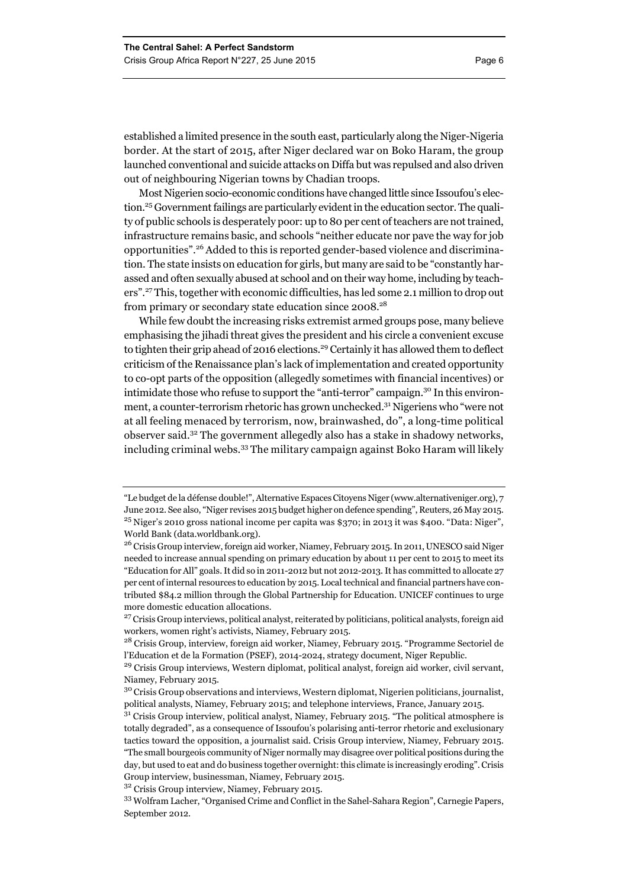established a limited presence in the south east, particularly along the Niger-Nigeria border. At the start of 2015, after Niger declared war on Boko Haram, the group launched conventional and suicide attacks on Diffa but was repulsed and also driven out of neighbouring Nigerian towns by Chadian troops.

Most Nigerien socio-economic conditions have changed little since Issoufou's election.[25] Government failings are particularly evident in the education sector. The quality of public schools is desperately poor: up to 80 per cent of teachers are not trained, infrastructure remains basic, and schools "neither educate nor pave the way for job opportunities".[26] Added to this is reported gender-based violence and discrimination. The state insists on education for girls, but many are said to be "constantly harassed and often sexually abused at school and on their way home, including by teachers".[27] This, together with economic difficulties, has led some 2.1 million to drop out from primary or secondary state education since 2008.[28]

While few doubt the increasing risks extremist armed groups pose, many believe emphasising the jihadi threat gives the president and his circle a convenient excuse to tighten their grip ahead of 2016 elections.[29] Certainly it has allowed them to deflect criticism of the Renaissance plan's lack of implementation and created opportunity to co-opt parts of the opposition (allegedly sometimes with financial incentives) or intimidate those who refuse to support the "anti-terror" campaign.[30] In this environment, a counter-terrorism rhetoric has grown unchecked.[31] Nigeriens who "were not at all feeling menaced by terrorism, now, brainwashed, do", a long-time political observer said.[32] The government allegedly also has a stake in shadowy networks, including criminal webs.[33] The military campaign against Boko Haram will likely

---

"Le budget de la défense double!", Alternative Espaces Citoyens Niger (www.alternativeniger.org), 7 June 2012. See also, "Niger revises 2015 budget higher on defence spending", Reuters, 26 May 2015.

[25] Niger's 2010 gross national income per capita was \$370; in 2013 it was \$400. "Data: Niger", World Bank (data.worldbank.org).

[26] Crisis Group interview, foreign aid worker, Niamey, February 2015. In 2011, UNESCO said Niger needed to increase annual spending on primary education by about 11 per cent to 2015 to meet its "Education for All" goals. It did so in 2011-2012 but not 2012-2013. It has committed to allocate 27 per cent of internal resources to education by 2015. Local technical and financial partners have contributed \$84.2 million through the Global Partnership for Education. UNICEF continues to urge more domestic education allocations.

[27] Crisis Group interviews, political analyst, reiterated by politicians, political analysts, foreign aid workers, women right's activists, Niamey, February 2015.

[28] Crisis Group, interview, foreign aid worker, Niamey, February 2015. "Programme Sectoriel de l'Education et de la Formation (PSEF), 2014-2024, strategy document, Niger Republic.

[29] Crisis Group interviews, Western diplomat, political analyst, foreign aid worker, civil servant, Niamey, February 2015.

[30] Crisis Group observations and interviews, Western diplomat, Nigerien politicians, journalist, political analysts, Niamey, February 2015; and telephone interviews, France, January 2015.

[31] Crisis Group interview, political analyst, Niamey, February 2015. "The political atmosphere is totally degraded", as a consequence of Issoufou's polarising anti-terror rhetoric and exclusionary tactics toward the opposition, a journalist said. Crisis Group interview, Niamey, February 2015. "The small bourgeois community of Niger normally may disagree over political positions during the day, but used to eat and do business together overnight: this climate is increasingly eroding". Crisis Group interview, businessman, Niamey, February 2015.

[32] Crisis Group interview, Niamey, February 2015.

[33] Wolfram Lacher, "Organised Crime and Conflict in the Sahel-Sahara Region", Carnegie Papers, September 2012.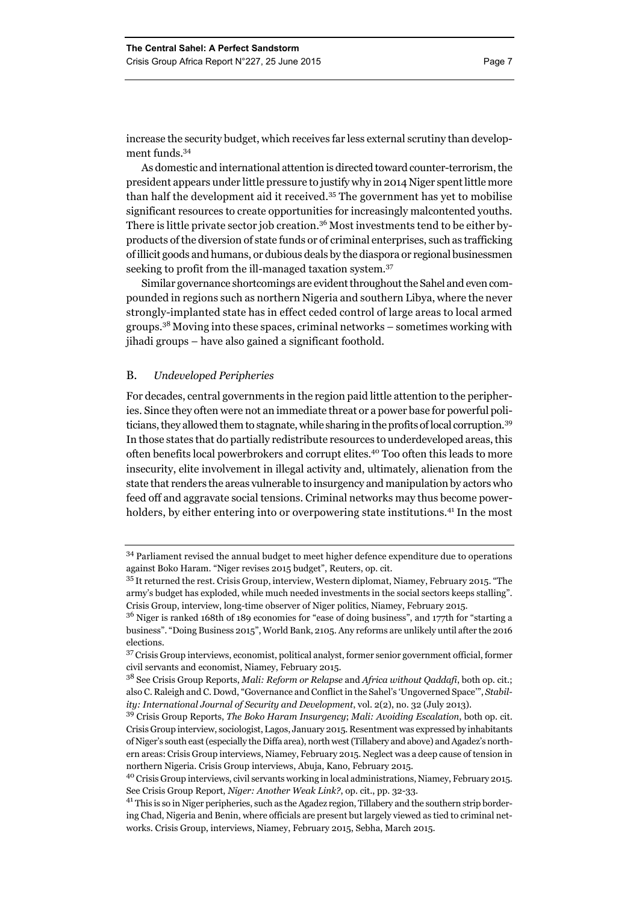increase the security budget, which receives far less external scrutiny than development funds.[34]

As domestic and international attention is directed toward counter-terrorism, the president appears under little pressure to justify why in 2014 Niger spent little more than half the development aid it received.[35] The government has yet to mobilise significant resources to create opportunities for increasingly malcontented youths. There is little private sector job creation.[36] Most investments tend to be either by-products of the diversion of state funds or of criminal enterprises, such as trafficking of illicit goods and humans, or dubious deals by the diaspora or regional businessmen seeking to profit from the ill-managed taxation system.[37]

Similar governance shortcomings are evident throughout the Sahel and even compounded in regions such as northern Nigeria and southern Libya, where the never strongly-implanted state has in effect ceded control of large areas to local armed groups.[38] Moving into these spaces, criminal networks – sometimes working with jihadi groups – have also gained a significant foothold.

## B. *Undeveloped Peripheries*

For decades, central governments in the region paid little attention to the peripheries. Since they often were not an immediate threat or a power base for powerful politicians, they allowed them to stagnate, while sharing in the profits of local corruption.[39] In those states that do partially redistribute resources to underdeveloped areas, this often benefits local powerbrokers and corrupt elites.[40] Too often this leads to more insecurity, elite involvement in illegal activity and, ultimately, alienation from the state that renders the areas vulnerable to insurgency and manipulation by actors who feed off and aggravate social tensions. Criminal networks may thus become powerholders, by either entering into or overpowering state institutions.[41] In the most

---

[34] Parliament revised the annual budget to meet higher defence expenditure due to operations against Boko Haram. "Niger revises 2015 budget", Reuters, op. cit.

[35] It returned the rest. Crisis Group, interview, Western diplomat, Niamey, February 2015. "The army's budget has exploded, while much needed investments in the social sectors keeps stalling". Crisis Group, interview, long-time observer of Niger politics, Niamey, February 2015.

[36] Niger is ranked 168th of 189 economies for "ease of doing business", and 177th for "starting a business". "Doing Business 2015", World Bank, 2105. Any reforms are unlikely until after the 2016 elections.

[37] Crisis Group interviews, economist, political analyst, former senior government official, former civil servants and economist, Niamey, February 2015.

[38] See Crisis Group Reports, *Mali: Reform or Relapse* and *Africa without Qaddafi*, both op. cit.; also C. Raleigh and C. Dowd, "Governance and Conflict in the Sahel's 'Ungoverned Space'", *Stability: International Journal of Security and Development*, vol. 2(2), no. 32 (July 2013).

[39] Crisis Group Reports, *The Boko Haram Insurgency*; *Mali: Avoiding Escalation*, both op. cit. Crisis Group interview, sociologist, Lagos, January 2015. Resentment was expressed by inhabitants of Niger's south east (especially the Diffa area), north west (Tillabery and above) and Agadez's northern areas: Crisis Group interviews, Niamey, February 2015. Neglect was a deep cause of tension in northern Nigeria. Crisis Group interviews, Abuja, Kano, February 2015.

[40] Crisis Group interviews, civil servants working in local administrations, Niamey, February 2015. See Crisis Group Report, *Niger: Another Weak Link?*, op. cit., pp. 32-33.

[41] This is so in Niger peripheries, such as the Agadez region, Tillabery and the southern strip bordering Chad, Nigeria and Benin, where officials are present but largely viewed as tied to criminal networks. Crisis Group, interviews, Niamey, February 2015, Sebha, March 2015.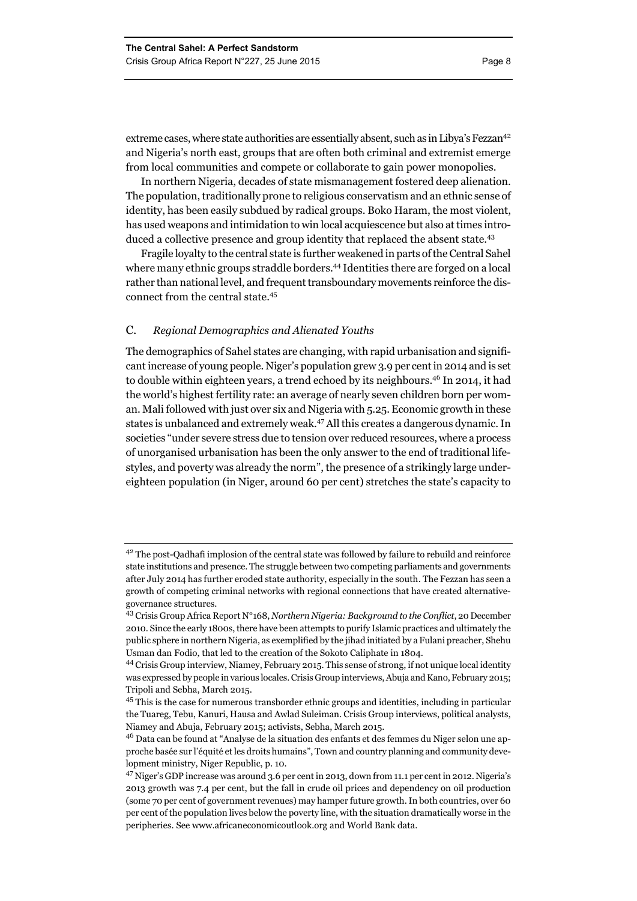extreme cases, where state authorities are essentially absent, such as in Libya's Fezzan[42] and Nigeria's north east, groups that are often both criminal and extremist emerge from local communities and compete or collaborate to gain power monopolies.

In northern Nigeria, decades of state mismanagement fostered deep alienation. The population, traditionally prone to religious conservatism and an ethnic sense of identity, has been easily subdued by radical groups. Boko Haram, the most violent, has used weapons and intimidation to win local acquiescence but also at times introduced a collective presence and group identity that replaced the absent state.[43]

Fragile loyalty to the central state is further weakened in parts of the Central Sahel where many ethnic groups straddle borders.[44] Identities there are forged on a local rather than national level, and frequent transboundary movements reinforce the disconnect from the central state.[45]

### C. *Regional Demographics and Alienated Youths*

The demographics of Sahel states are changing, with rapid urbanisation and significant increase of young people. Niger's population grew 3.9 per cent in 2014 and is set to double within eighteen years, a trend echoed by its neighbours.[46] In 2014, it had the world's highest fertility rate: an average of nearly seven children born per woman. Mali followed with just over six and Nigeria with 5.25. Economic growth in these states is unbalanced and extremely weak.[47] All this creates a dangerous dynamic. In societies "under severe stress due to tension over reduced resources, where a process of unorganised urbanisation has been the only answer to the end of traditional lifestyles, and poverty was already the norm", the presence of a strikingly large under-eighteen population (in Niger, around 60 per cent) stretches the state's capacity to

---

[42] The post-Qadhafi implosion of the central state was followed by failure to rebuild and reinforce state institutions and presence. The struggle between two competing parliaments and governments after July 2014 has further eroded state authority, especially in the south. The Fezzan has seen a growth of competing criminal networks with regional connections that have created alternative-governance structures.

[43] Crisis Group Africa Report N°168, *Northern Nigeria: Background to the Conflict*, 20 December 2010. Since the early 1800s, there have been attempts to purify Islamic practices and ultimately the public sphere in northern Nigeria, as exemplified by the jihad initiated by a Fulani preacher, Shehu Usman dan Fodio, that led to the creation of the Sokoto Caliphate in 1804.

[44] Crisis Group interview, Niamey, February 2015. This sense of strong, if not unique local identity was expressed by people in various locales. Crisis Group interviews, Abuja and Kano, February 2015; Tripoli and Sebha, March 2015.

[45] This is the case for numerous transborder ethnic groups and identities, including in particular the Tuareg, Tebu, Kanuri, Hausa and Awlad Suleiman. Crisis Group interviews, political analysts, Niamey and Abuja, February 2015; activists, Sebha, March 2015.

[46] Data can be found at "Analyse de la situation des enfants et des femmes du Niger selon une approche basée sur l'équité et les droits humains", Town and country planning and community development ministry, Niger Republic, p. 10.

[47] Niger's GDP increase was around 3.6 per cent in 2013, down from 11.1 per cent in 2012. Nigeria's 2013 growth was 7.4 per cent, but the fall in crude oil prices and dependency on oil production (some 70 per cent of government revenues) may hamper future growth. In both countries, over 60 per cent of the population lives below the poverty line, with the situation dramatically worse in the peripheries. See www.africaneconomicoutlook.org and World Bank data.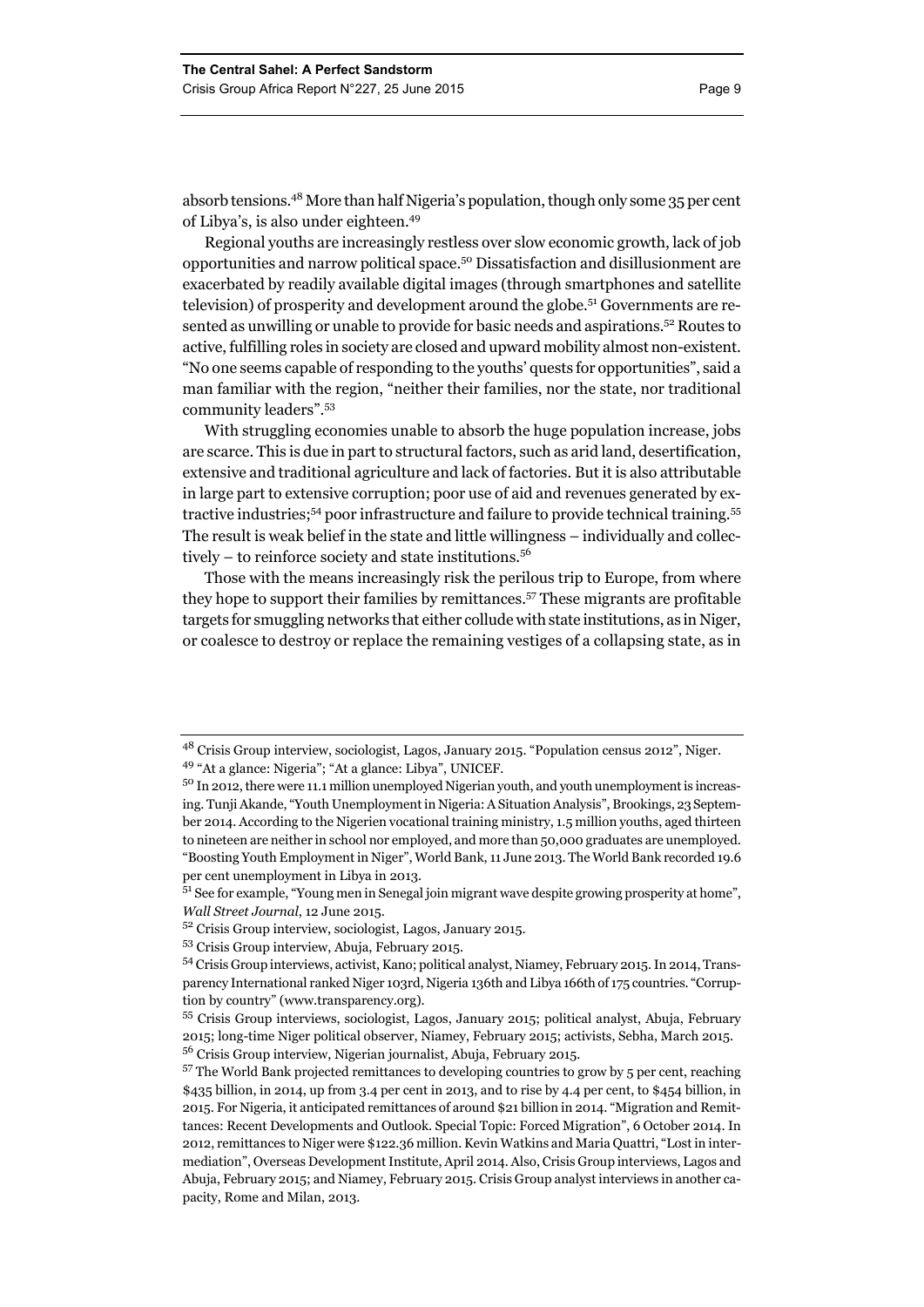absorb tensions.[48] More than half Nigeria's population, though only some 35 per cent of Libya's, is also under eighteen.[49]

Regional youths are increasingly restless over slow economic growth, lack of job opportunities and narrow political space.[50] Dissatisfaction and disillusionment are exacerbated by readily available digital images (through smartphones and satellite television) of prosperity and development around the globe.[51] Governments are resented as unwilling or unable to provide for basic needs and aspirations.[52] Routes to active, fulfilling roles in society are closed and upward mobility almost non-existent. "No one seems capable of responding to the youths' quests for opportunities", said a man familiar with the region, "neither their families, nor the state, nor traditional community leaders".[53]

With struggling economies unable to absorb the huge population increase, jobs are scarce. This is due in part to structural factors, such as arid land, desertification, extensive and traditional agriculture and lack of factories. But it is also attributable in large part to extensive corruption; poor use of aid and revenues generated by extractive industries;[54] poor infrastructure and failure to provide technical training.[55] The result is weak belief in the state and little willingness – individually and collectively – to reinforce society and state institutions.[56]

Those with the means increasingly risk the perilous trip to Europe, from where they hope to support their families by remittances.[57] These migrants are profitable targets for smuggling networks that either collude with state institutions, as in Niger, or coalesce to destroy or replace the remaining vestiges of a collapsing state, as in

---

[48] Crisis Group interview, sociologist, Lagos, January 2015. "Population census 2012", Niger.

[49] "At a glance: Nigeria"; "At a glance: Libya", UNICEF.

[50] In 2012, there were 11.1 million unemployed Nigerian youth, and youth unemployment is increasing. Tunji Akande, "Youth Unemployment in Nigeria: A Situation Analysis", Brookings, 23 September 2014. According to the Nigerien vocational training ministry, 1.5 million youths, aged thirteen to nineteen are neither in school nor employed, and more than 50,000 graduates are unemployed. "Boosting Youth Employment in Niger", World Bank, 11 June 2013. The World Bank recorded 19.6 per cent unemployment in Libya in 2013.

[51] See for example, "Young men in Senegal join migrant wave despite growing prosperity at home", *Wall Street Journal*, 12 June 2015.

[52] Crisis Group interview, sociologist, Lagos, January 2015.

[53] Crisis Group interview, Abuja, February 2015.

[54] Crisis Group interviews, activist, Kano; political analyst, Niamey, February 2015. In 2014, Transparency International ranked Niger 103rd, Nigeria 136th and Libya 166th of 175 countries. "Corruption by country" (www.transparency.org).

[55] Crisis Group interviews, sociologist, Lagos, January 2015; political analyst, Abuja, February 2015; long-time Niger political observer, Niamey, February 2015; activists, Sebha, March 2015.

[56] Crisis Group interview, Nigerian journalist, Abuja, February 2015.

[57] The World Bank projected remittances to developing countries to grow by 5 per cent, reaching $435 billion, in 2014, up from 3.4 per cent in 2013, and to rise by 4.4 per cent, to $454 billion, in 2015. For Nigeria, it anticipated remittances of around $21 billion in 2014. "Migration and Remittances: Recent Developments and Outlook. Special Topic: Forced Migration", 6 October 2014. In 2012, remittances to Niger were $122.36 million. Kevin Watkins and Maria Quattri, "Lost in intermediation", Overseas Development Institute, April 2014. Also, Crisis Group interviews, Lagos and Abuja, February 2015; and Niamey, February 2015. Crisis Group analyst interviews in another capacity, Rome and Milan, 2013.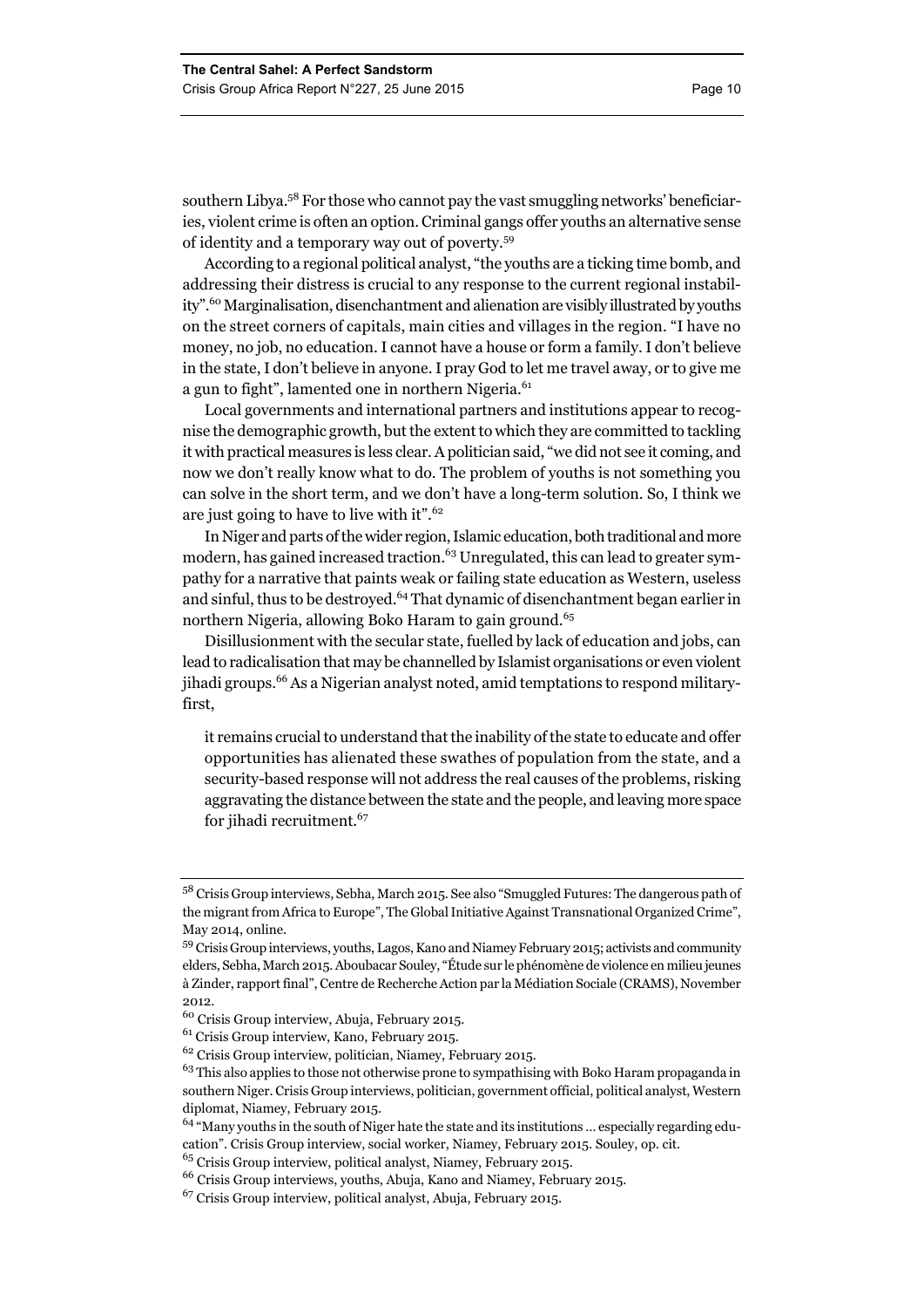southern Libya.[58] For those who cannot pay the vast smuggling networks' beneficiaries, violent crime is often an option. Criminal gangs offer youths an alternative sense of identity and a temporary way out of poverty.[59]

According to a regional political analyst, "the youths are a ticking time bomb, and addressing their distress is crucial to any response to the current regional instability".[60] Marginalisation, disenchantment and alienation are visibly illustrated by youths on the street corners of capitals, main cities and villages in the region. "I have no money, no job, no education. I cannot have a house or form a family. I don't believe in the state, I don't believe in anyone. I pray God to let me travel away, or to give me a gun to fight", lamented one in northern Nigeria.[61]

Local governments and international partners and institutions appear to recognise the demographic growth, but the extent to which they are committed to tackling it with practical measures is less clear. A politician said, "we did not see it coming, and now we don't really know what to do. The problem of youths is not something you can solve in the short term, and we don't have a long-term solution. So, I think we are just going to have to live with it".[62]

In Niger and parts of the wider region, Islamic education, both traditional and more modern, has gained increased traction.[63] Unregulated, this can lead to greater sympathy for a narrative that paints weak or failing state education as Western, useless and sinful, thus to be destroyed.[64] That dynamic of disenchantment began earlier in northern Nigeria, allowing Boko Haram to gain ground.[65]

Disillusionment with the secular state, fuelled by lack of education and jobs, can lead to radicalisation that may be channelled by Islamist organisations or even violent jihadi groups.[66] As a Nigerian analyst noted, amid temptations to respond military-first,

> it remains crucial to understand that the inability of the state to educate and offer opportunities has alienated these swathes of population from the state, and a security-based response will not address the real causes of the problems, risking aggravating the distance between the state and the people, and leaving more space for jihadi recruitment.[67]

---

[58] Crisis Group interviews, Sebha, March 2015. See also "Smuggled Futures: The dangerous path of the migrant from Africa to Europe", The Global Initiative Against Transnational Organized Crime", May 2014, online.

[59] Crisis Group interviews, youths, Lagos, Kano and Niamey February 2015; activists and community elders, Sebha, March 2015. Aboubacar Souley, "Étude sur le phénomène de violence en milieu jeunes à Zinder, rapport final", Centre de Recherche Action par la Médiation Sociale (CRAMS), November 2012.

[60] Crisis Group interview, Abuja, February 2015.

[61] Crisis Group interview, Kano, February 2015.

[62] Crisis Group interview, politician, Niamey, February 2015.

[63] This also applies to those not otherwise prone to sympathising with Boko Haram propaganda in southern Niger. Crisis Group interviews, politician, government official, political analyst, Western diplomat, Niamey, February 2015.

[64] "Many youths in the south of Niger hate the state and its institutions … especially regarding education". Crisis Group interview, social worker, Niamey, February 2015. Souley, op. cit.

[65] Crisis Group interview, political analyst, Niamey, February 2015.

[66] Crisis Group interviews, youths, Abuja, Kano and Niamey, February 2015.

[67] Crisis Group interview, political analyst, Abuja, February 2015.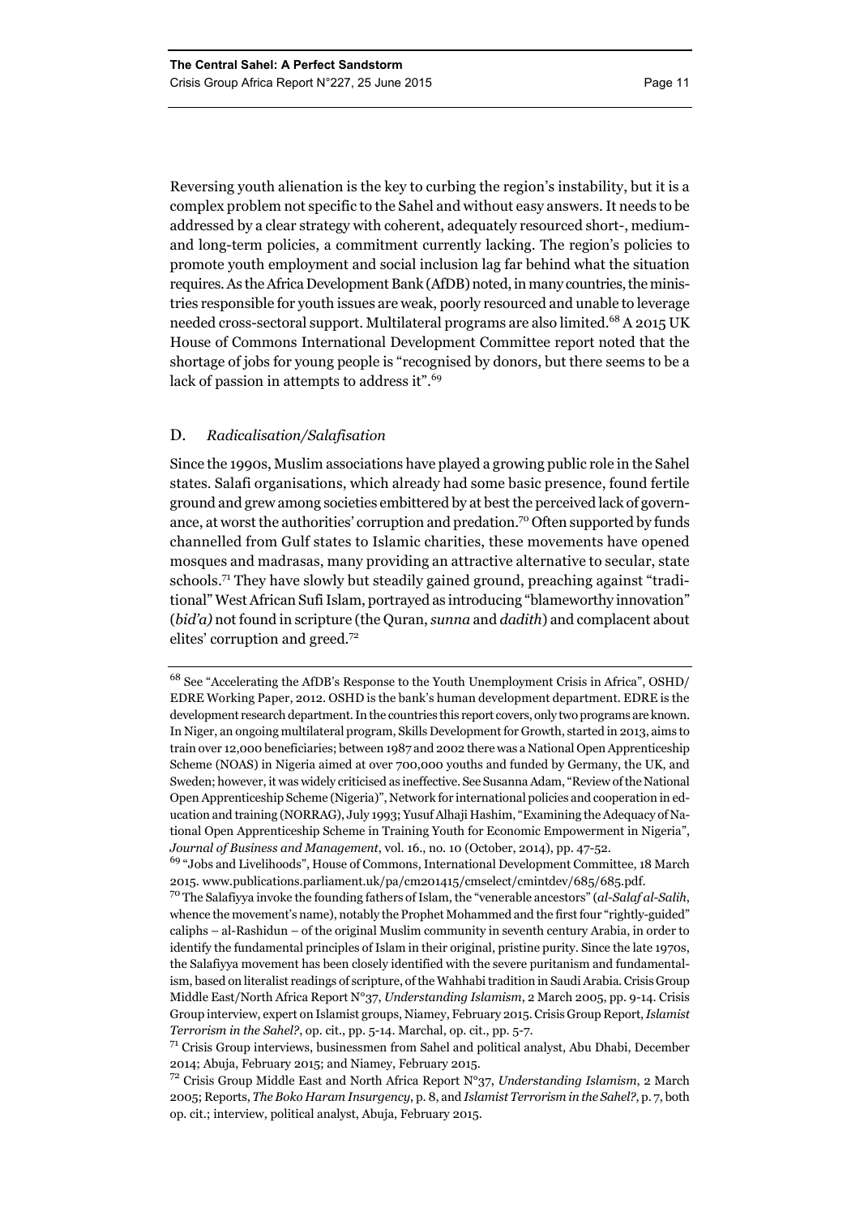Reversing youth alienation is the key to curbing the region's instability, but it is a complex problem not specific to the Sahel and without easy answers. It needs to be addressed by a clear strategy with coherent, adequately resourced short-, medium- and long-term policies, a commitment currently lacking. The region's policies to promote youth employment and social inclusion lag far behind what the situation requires. As the Africa Development Bank (AfDB) noted, in many countries, the ministries responsible for youth issues are weak, poorly resourced and unable to leverage needed cross-sectoral support. Multilateral programs are also limited.[68] A 2015 UK House of Commons International Development Committee report noted that the shortage of jobs for young people is "recognised by donors, but there seems to be a lack of passion in attempts to address it".[69]

## D. *Radicalisation/Salafisation*

Since the 1990s, Muslim associations have played a growing public role in the Sahel states. Salafi organisations, which already had some basic presence, found fertile ground and grew among societies embittered by at best the perceived lack of governance, at worst the authorities' corruption and predation.[70] Often supported by funds channelled from Gulf states to Islamic charities, these movements have opened mosques and madrasas, many providing an attractive alternative to secular, state schools.[71] They have slowly but steadily gained ground, preaching against "traditional" West African Sufi Islam, portrayed as introducing "blameworthy innovation" (*bid'a)* not found in scripture (the Quran, *sunna* and *dadith*) and complacent about elites' corruption and greed.[72]

---

[68] See "Accelerating the AfDB's Response to the Youth Unemployment Crisis in Africa", OSHD/ EDRE Working Paper, 2012. OSHD is the bank's human development department. EDRE is the development research department. In the countries this report covers, only two programs are known. In Niger, an ongoing multilateral program, Skills Development for Growth, started in 2013, aims to train over 12,000 beneficiaries; between 1987 and 2002 there was a National Open Apprenticeship Scheme (NOAS) in Nigeria aimed at over 700,000 youths and funded by Germany, the UK, and Sweden; however, it was widely criticised as ineffective. See Susanna Adam, "Review of the National Open Apprenticeship Scheme (Nigeria)", Network for international policies and cooperation in education and training (NORRAG), July 1993; Yusuf Alhaji Hashim, "Examining the Adequacy of National Open Apprenticeship Scheme in Training Youth for Economic Empowerment in Nigeria", *Journal of Business and Management*, vol. 16., no. 10 (October, 2014), pp. 47-52.

[69] "Jobs and Livelihoods", House of Commons, International Development Committee, 18 March 2015. www.publications.parliament.uk/pa/cm201415/cmselect/cmintdev/685/685.pdf.

[70] The Salafiyya invoke the founding fathers of Islam, the "venerable ancestors" (*al-Salaf al-Salih*, whence the movement's name), notably the Prophet Mohammed and the first four "rightly-guided" caliphs – al-Rashidun – of the original Muslim community in seventh century Arabia, in order to identify the fundamental principles of Islam in their original, pristine purity. Since the late 1970s, the Salafiyya movement has been closely identified with the severe puritanism and fundamentalism, based on literalist readings of scripture, of the Wahhabi tradition in Saudi Arabia. Crisis Group Middle East/North Africa Report N°37, *Understanding Islamism*, 2 March 2005, pp. 9-14. Crisis Group interview, expert on Islamist groups, Niamey, February 2015. Crisis Group Report, *Islamist Terrorism in the Sahel?*, op. cit., pp. 5-14. Marchal, op. cit., pp. 5-7.

[71] Crisis Group interviews, businessmen from Sahel and political analyst, Abu Dhabi, December 2014; Abuja, February 2015; and Niamey, February 2015.

[72] Crisis Group Middle East and North Africa Report N°37, *Understanding Islamism*, 2 March 2005; Reports, *The Boko Haram Insurgency*, p. 8, and *Islamist Terrorism in the Sahel?*, p. 7, both op. cit.; interview, political analyst, Abuja, February 2015.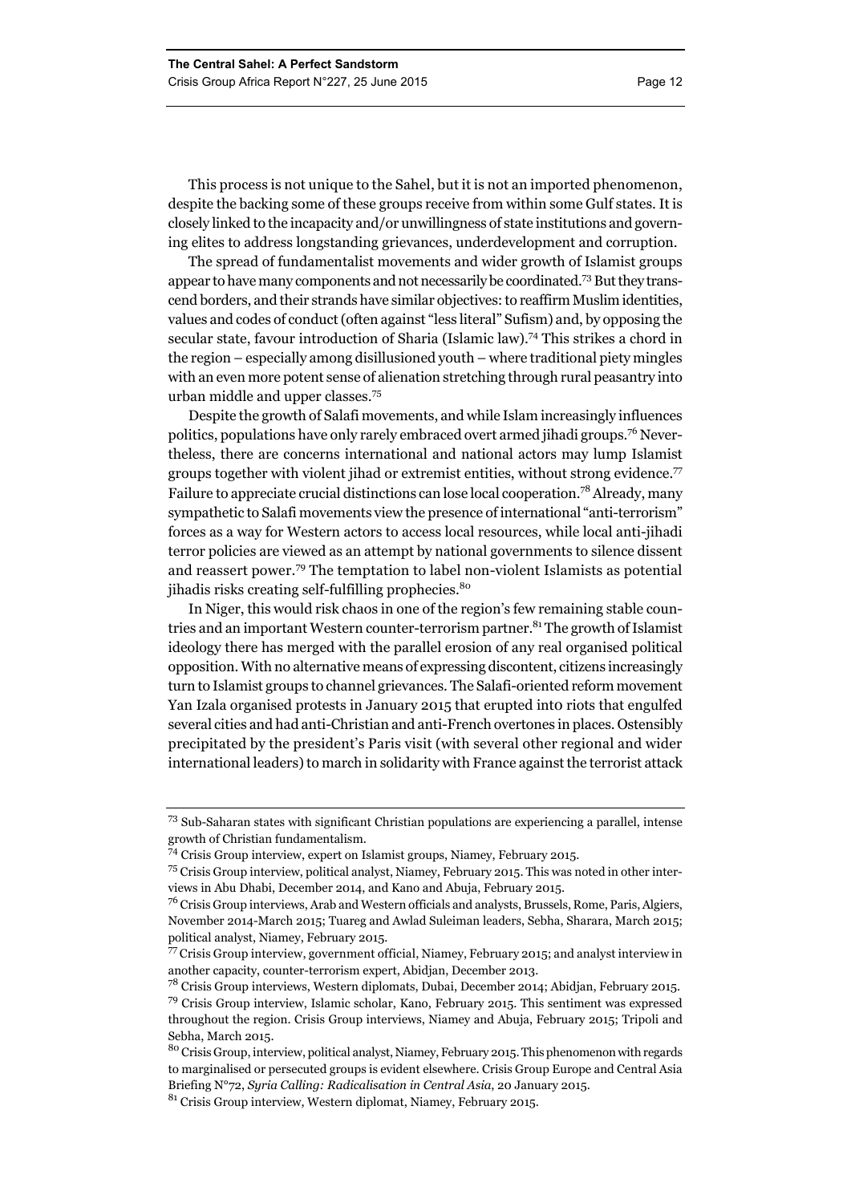This process is not unique to the Sahel, but it is not an imported phenomenon, despite the backing some of these groups receive from within some Gulf states. It is closely linked to the incapacity and/or unwillingness of state institutions and governing elites to address longstanding grievances, underdevelopment and corruption.

The spread of fundamentalist movements and wider growth of Islamist groups appear to have many components and not necessarily be coordinated.[73] But they transcend borders, and their strands have similar objectives: to reaffirm Muslim identities, values and codes of conduct (often against "less literal" Sufism) and, by opposing the secular state, favour introduction of Sharia (Islamic law).[74] This strikes a chord in the region – especially among disillusioned youth – where traditional piety mingles with an even more potent sense of alienation stretching through rural peasantry into urban middle and upper classes.[75]

Despite the growth of Salafi movements, and while Islam increasingly influences politics, populations have only rarely embraced overt armed jihadi groups.[76] Nevertheless, there are concerns international and national actors may lump Islamist groups together with violent jihad or extremist entities, without strong evidence.[77] Failure to appreciate crucial distinctions can lose local cooperation.[78] Already, many sympathetic to Salafi movements view the presence of international "anti-terrorism" forces as a way for Western actors to access local resources, while local anti-jihadi terror policies are viewed as an attempt by national governments to silence dissent and reassert power.[79] The temptation to label non-violent Islamists as potential jihadis risks creating self-fulfilling prophecies.[80]

In Niger, this would risk chaos in one of the region's few remaining stable countries and an important Western counter-terrorism partner.[81] The growth of Islamist ideology there has merged with the parallel erosion of any real organised political opposition. With no alternative means of expressing discontent, citizens increasingly turn to Islamist groups to channel grievances. The Salafi-oriented reform movement Yan Izala organised protests in January 2015 that erupted into riots that engulfed several cities and had anti-Christian and anti-French overtones in places. Ostensibly precipitated by the president's Paris visit (with several other regional and wider international leaders) to march in solidarity with France against the terrorist attack

---

[73] Sub-Saharan states with significant Christian populations are experiencing a parallel, intense growth of Christian fundamentalism.

[74] Crisis Group interview, expert on Islamist groups, Niamey, February 2015.

[75] Crisis Group interview, political analyst, Niamey, February 2015. This was noted in other interviews in Abu Dhabi, December 2014, and Kano and Abuja, February 2015.

[76] Crisis Group interviews, Arab and Western officials and analysts, Brussels, Rome, Paris, Algiers, November 2014-March 2015; Tuareg and Awlad Suleiman leaders, Sebha, Sharara, March 2015; political analyst, Niamey, February 2015.

[77] Crisis Group interview, government official, Niamey, February 2015; and analyst interview in another capacity, counter-terrorism expert, Abidjan, December 2013.

[78] Crisis Group interviews, Western diplomats, Dubai, December 2014; Abidjan, February 2015.

[79] Crisis Group interview, Islamic scholar, Kano, February 2015. This sentiment was expressed throughout the region. Crisis Group interviews, Niamey and Abuja, February 2015; Tripoli and Sebha, March 2015.

[80] Crisis Group, interview, political analyst, Niamey, February 2015. This phenomenon with regards to marginalised or persecuted groups is evident elsewhere. Crisis Group Europe and Central Asia Briefing N°72, *Syria Calling: Radicalisation in Central Asia*, 20 January 2015.

[81] Crisis Group interview, Western diplomat, Niamey, February 2015.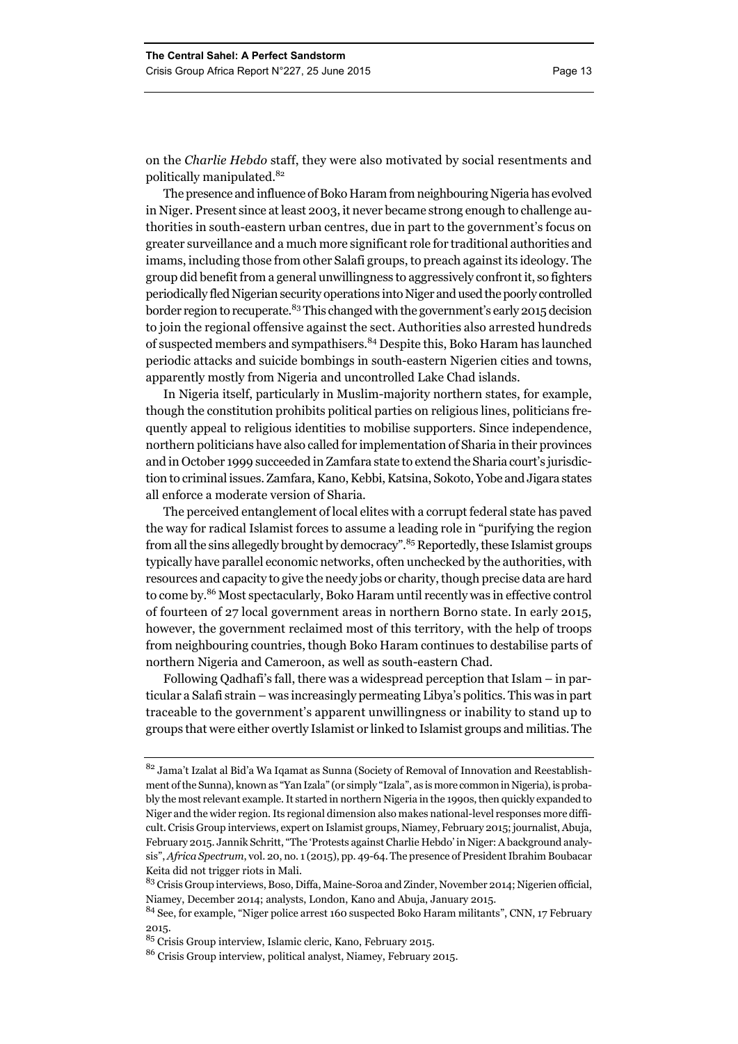on the *Charlie Hebdo* staff, they were also motivated by social resentments and politically manipulated.[82]

The presence and influence of Boko Haram from neighbouring Nigeria has evolved in Niger. Present since at least 2003, it never became strong enough to challenge authorities in south-eastern urban centres, due in part to the government's focus on greater surveillance and a much more significant role for traditional authorities and imams, including those from other Salafi groups, to preach against its ideology. The group did benefit from a general unwillingness to aggressively confront it, so fighters periodically fled Nigerian security operations into Niger and used the poorly controlled border region to recuperate.[83] This changed with the government's early 2015 decision to join the regional offensive against the sect. Authorities also arrested hundreds of suspected members and sympathisers.[84] Despite this, Boko Haram has launched periodic attacks and suicide bombings in south-eastern Nigerien cities and towns, apparently mostly from Nigeria and uncontrolled Lake Chad islands.

In Nigeria itself, particularly in Muslim-majority northern states, for example, though the constitution prohibits political parties on religious lines, politicians frequently appeal to religious identities to mobilise supporters. Since independence, northern politicians have also called for implementation of Sharia in their provinces and in October 1999 succeeded in Zamfara state to extend the Sharia court's jurisdiction to criminal issues. Zamfara, Kano, Kebbi, Katsina, Sokoto, Yobe and Jigara states all enforce a moderate version of Sharia.

The perceived entanglement of local elites with a corrupt federal state has paved the way for radical Islamist forces to assume a leading role in "purifying the region from all the sins allegedly brought by democracy".[85] Reportedly, these Islamist groups typically have parallel economic networks, often unchecked by the authorities, with resources and capacity to give the needy jobs or charity, though precise data are hard to come by.[86] Most spectacularly, Boko Haram until recently was in effective control of fourteen of 27 local government areas in northern Borno state. In early 2015, however, the government reclaimed most of this territory, with the help of troops from neighbouring countries, though Boko Haram continues to destabilise parts of northern Nigeria and Cameroon, as well as south-eastern Chad.

Following Qadhafi's fall, there was a widespread perception that Islam – in particular a Salafi strain – was increasingly permeating Libya's politics. This was in part traceable to the government's apparent unwillingness or inability to stand up to groups that were either overtly Islamist or linked to Islamist groups and militias. The

---

[82] Jama't Izalat al Bid'a Wa Iqamat as Sunna (Society of Removal of Innovation and Reestablishment of the Sunna), known as "Yan Izala" (or simply "Izala", as is more common in Nigeria), is probably the most relevant example. It started in northern Nigeria in the 1990s, then quickly expanded to Niger and the wider region. Its regional dimension also makes national-level responses more difficult. Crisis Group interviews, expert on Islamist groups, Niamey, February 2015; journalist, Abuja, February 2015. Jannik Schritt, "The 'Protests against Charlie Hebdo' in Niger: A background analysis", *Africa Spectrum*, vol. 20, no. 1 (2015), pp. 49-64. The presence of President Ibrahim Boubacar Keita did not trigger riots in Mali.

[83] Crisis Group interviews, Boso, Diffa, Maine-Soroa and Zinder, November 2014; Nigerien official, Niamey, December 2014; analysts, London, Kano and Abuja, January 2015.

[84] See, for example, "Niger police arrest 160 suspected Boko Haram militants", CNN, 17 February 2015.

[85] Crisis Group interview, Islamic cleric, Kano, February 2015.

[86] Crisis Group interview, political analyst, Niamey, February 2015.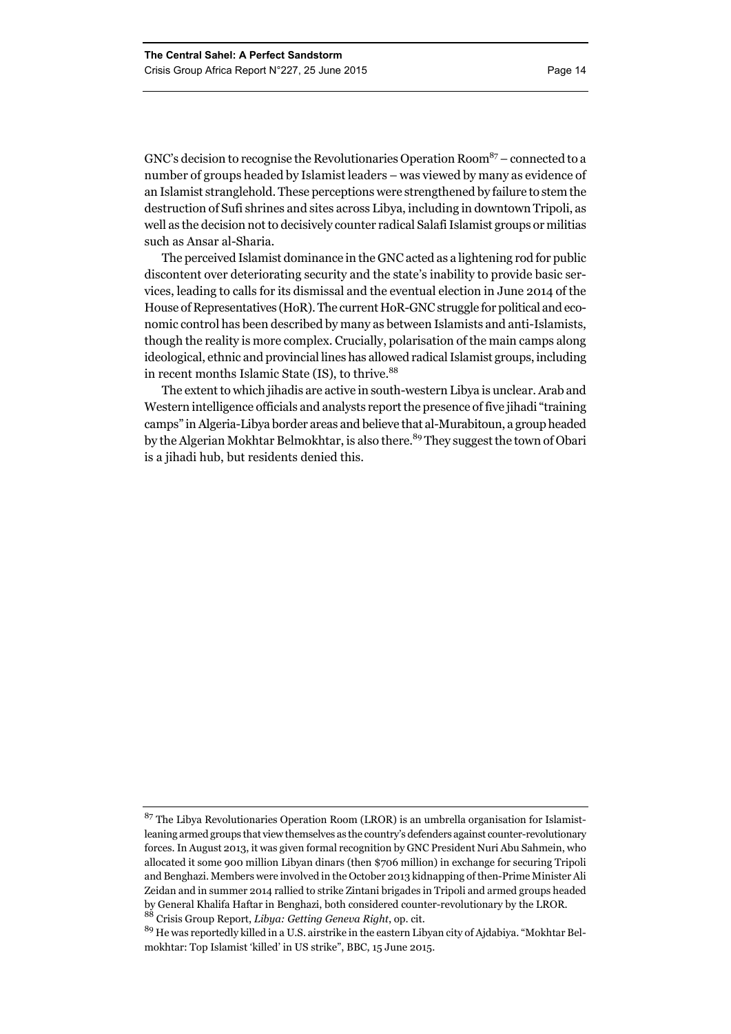GNC's decision to recognise the Revolutionaries Operation Room[87] – connected to a number of groups headed by Islamist leaders – was viewed by many as evidence of an Islamist stranglehold. These perceptions were strengthened by failure to stem the destruction of Sufi shrines and sites across Libya, including in downtown Tripoli, as well as the decision not to decisively counter radical Salafi Islamist groups or militias such as Ansar al-Sharia.

The perceived Islamist dominance in the GNC acted as a lightening rod for public discontent over deteriorating security and the state's inability to provide basic services, leading to calls for its dismissal and the eventual election in June 2014 of the House of Representatives (HoR). The current HoR-GNC struggle for political and economic control has been described by many as between Islamists and anti-Islamists, though the reality is more complex. Crucially, polarisation of the main camps along ideological, ethnic and provincial lines has allowed radical Islamist groups, including in recent months Islamic State (IS), to thrive.[88]

The extent to which jihadis are active in south-western Libya is unclear. Arab and Western intelligence officials and analysts report the presence of five jihadi "training camps" in Algeria-Libya border areas and believe that al-Murabitoun, a group headed by the Algerian Mokhtar Belmokhtar, is also there.[89] They suggest the town of Obari is a jihadi hub, but residents denied this.

---

[87] The Libya Revolutionaries Operation Room (LROR) is an umbrella organisation for Islamist-leaning armed groups that view themselves as the country's defenders against counter-revolutionary forces. In August 2013, it was given formal recognition by GNC President Nuri Abu Sahmein, who allocated it some 900 million Libyan dinars (then $706 million) in exchange for securing Tripoli and Benghazi. Members were involved in the October 2013 kidnapping of then-Prime Minister Ali Zeidan and in summer 2014 rallied to strike Zintani brigades in Tripoli and armed groups headed by General Khalifa Haftar in Benghazi, both considered counter-revolutionary by the LROR.

[88] Crisis Group Report, *Libya: Getting Geneva Right*, op. cit.

[89] He was reportedly killed in a U.S. airstrike in the eastern Libyan city of Ajdabiya. "Mokhtar Belmokhtar: Top Islamist 'killed' in US strike", BBC, 15 June 2015.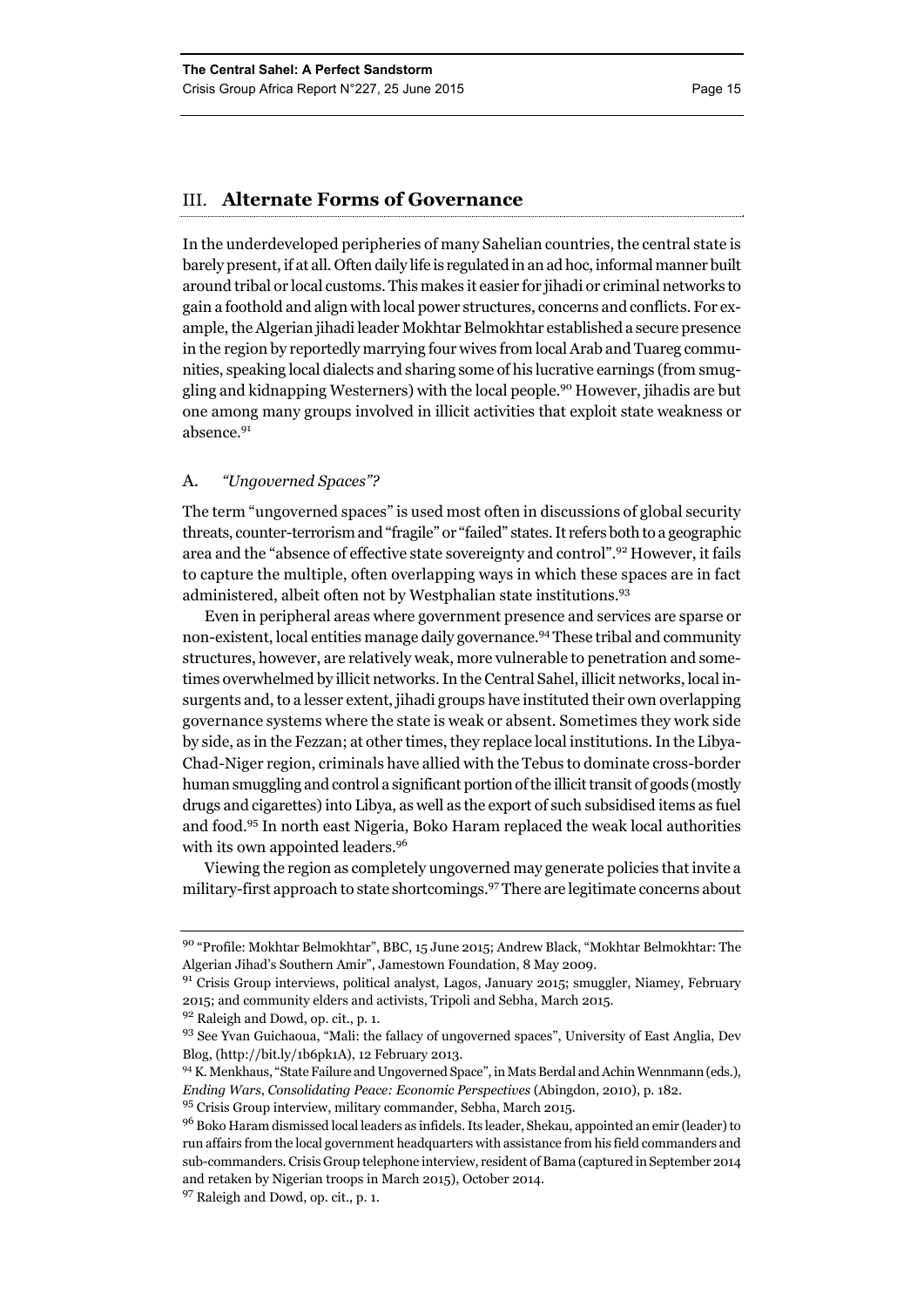## III. Alternate Forms of Governance

In the underdeveloped peripheries of many Sahelian countries, the central state is barely present, if at all. Often daily life is regulated in an ad hoc, informal manner built around tribal or local customs. This makes it easier for jihadi or criminal networks to gain a foothold and align with local power structures, concerns and conflicts. For example, the Algerian jihadi leader Mokhtar Belmokhtar established a secure presence in the region by reportedly marrying four wives from local Arab and Tuareg communities, speaking local dialects and sharing some of his lucrative earnings (from smuggling and kidnapping Westerners) with the local people.[90] However, jihadis are but one among many groups involved in illicit activities that exploit state weakness or absence.[91]

### A. *"Ungoverned Spaces"?*

The term "ungoverned spaces" is used most often in discussions of global security threats, counter-terrorism and "fragile" or "failed" states. It refers both to a geographic area and the "absence of effective state sovereignty and control".[92] However, it fails to capture the multiple, often overlapping ways in which these spaces are in fact administered, albeit often not by Westphalian state institutions.[93]

Even in peripheral areas where government presence and services are sparse or non-existent, local entities manage daily governance.[94] These tribal and community structures, however, are relatively weak, more vulnerable to penetration and sometimes overwhelmed by illicit networks. In the Central Sahel, illicit networks, local insurgents and, to a lesser extent, jihadi groups have instituted their own overlapping governance systems where the state is weak or absent. Sometimes they work side by side, as in the Fezzan; at other times, they replace local institutions. In the Libya-Chad-Niger region, criminals have allied with the Tebus to dominate cross-border human smuggling and control a significant portion of the illicit transit of goods (mostly drugs and cigarettes) into Libya, as well as the export of such subsidised items as fuel and food.[95] In north east Nigeria, Boko Haram replaced the weak local authorities with its own appointed leaders.[96]

Viewing the region as completely ungoverned may generate policies that invite a military-first approach to state shortcomings.[97] There are legitimate concerns about

---

[90] "Profile: Mokhtar Belmokhtar", BBC, 15 June 2015; Andrew Black, "Mokhtar Belmokhtar: The Algerian Jihad's Southern Amir", Jamestown Foundation, 8 May 2009.

[91] Crisis Group interviews, political analyst, Lagos, January 2015; smuggler, Niamey, February 2015; and community elders and activists, Tripoli and Sebha, March 2015.

[92] Raleigh and Dowd, op. cit., p. 1.

[93] See Yvan Guichaoua, "Mali: the fallacy of ungoverned spaces", University of East Anglia, Dev Blog, (http://bit.ly/1b6pk1A), 12 February 2013.

[94] K. Menkhaus, "State Failure and Ungoverned Space", in Mats Berdal and Achin Wennmann (eds.), *Ending Wars, Consolidating Peace: Economic Perspectives* (Abingdon, 2010), p. 182.

[95] Crisis Group interview, military commander, Sebha, March 2015.

[96] Boko Haram dismissed local leaders as infidels. Its leader, Shekau, appointed an emir (leader) to run affairs from the local government headquarters with assistance from his field commanders and sub-commanders. Crisis Group telephone interview, resident of Bama (captured in September 2014 and retaken by Nigerian troops in March 2015), October 2014.

[97] Raleigh and Dowd, op. cit., p. 1.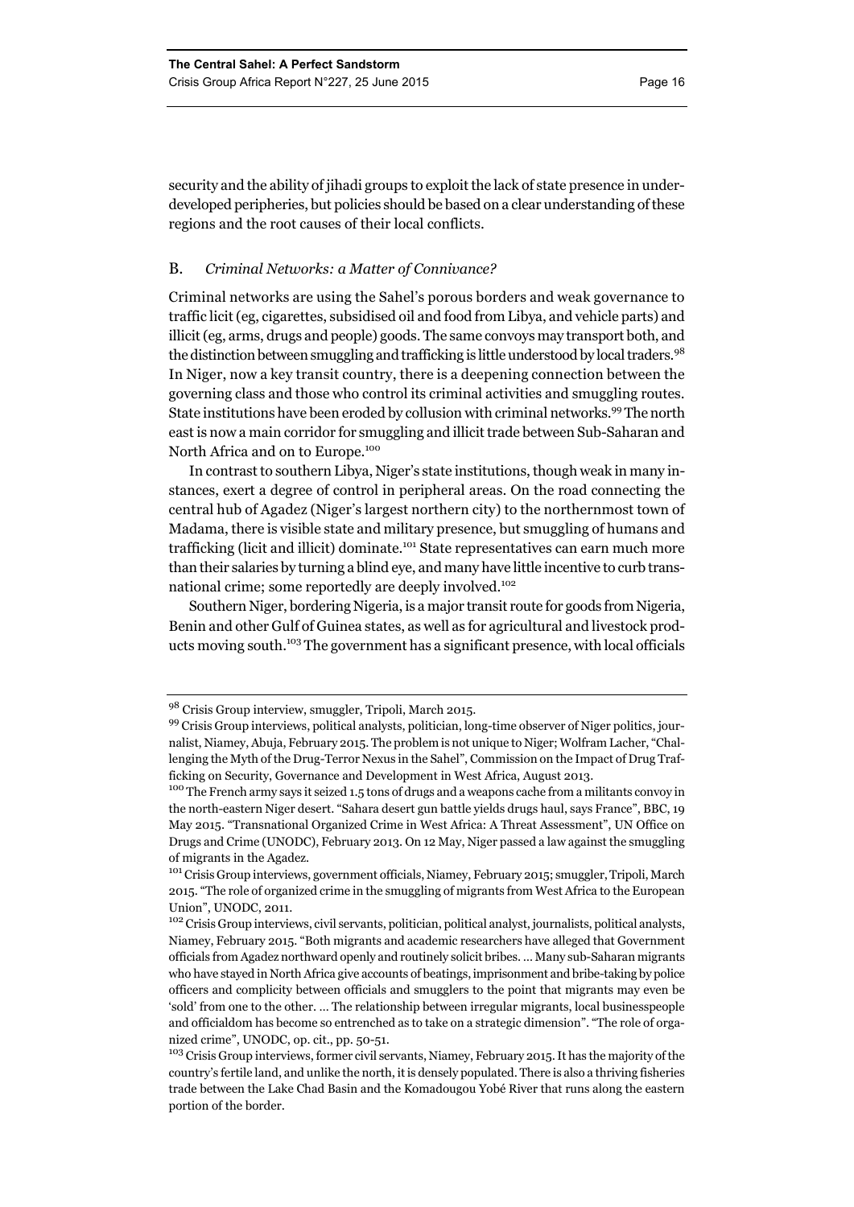security and the ability of jihadi groups to exploit the lack of state presence in underdeveloped peripheries, but policies should be based on a clear understanding of these regions and the root causes of their local conflicts.

### B. *Criminal Networks: a Matter of Connivance?*

Criminal networks are using the Sahel's porous borders and weak governance to traffic licit (eg, cigarettes, subsidised oil and food from Libya, and vehicle parts) and illicit (eg, arms, drugs and people) goods. The same convoys may transport both, and the distinction between smuggling and trafficking is little understood by local traders.[98] In Niger, now a key transit country, there is a deepening connection between the governing class and those who control its criminal activities and smuggling routes. State institutions have been eroded by collusion with criminal networks.[99] The north east is now a main corridor for smuggling and illicit trade between Sub-Saharan and North Africa and on to Europe.[100]

In contrast to southern Libya, Niger's state institutions, though weak in many instances, exert a degree of control in peripheral areas. On the road connecting the central hub of Agadez (Niger's largest northern city) to the northernmost town of Madama, there is visible state and military presence, but smuggling of humans and trafficking (licit and illicit) dominate.[101] State representatives can earn much more than their salaries by turning a blind eye, and many have little incentive to curb transnational crime; some reportedly are deeply involved.[102]

Southern Niger, bordering Nigeria, is a major transit route for goods from Nigeria, Benin and other Gulf of Guinea states, as well as for agricultural and livestock products moving south.[103] The government has a significant presence, with local officials

---

[98] Crisis Group interview, smuggler, Tripoli, March 2015.

[99] Crisis Group interviews, political analysts, politician, long-time observer of Niger politics, journalist, Niamey, Abuja, February 2015. The problem is not unique to Niger; Wolfram Lacher, "Challenging the Myth of the Drug-Terror Nexus in the Sahel", Commission on the Impact of Drug Trafficking on Security, Governance and Development in West Africa, August 2013.

[100] The French army says it seized 1.5 tons of drugs and a weapons cache from a militants convoy in the north-eastern Niger desert. "Sahara desert gun battle yields drugs haul, says France", BBC, 19 May 2015. "Transnational Organized Crime in West Africa: A Threat Assessment", UN Office on Drugs and Crime (UNODC), February 2013. On 12 May, Niger passed a law against the smuggling of migrants in the Agadez.

[101] Crisis Group interviews, government officials, Niamey, February 2015; smuggler, Tripoli, March 2015. "The role of organized crime in the smuggling of migrants from West Africa to the European Union", UNODC, 2011.

[102] Crisis Group interviews, civil servants, politician, political analyst, journalists, political analysts, Niamey, February 2015. "Both migrants and academic researchers have alleged that Government officials from Agadez northward openly and routinely solicit bribes. … Many sub-Saharan migrants who have stayed in North Africa give accounts of beatings, imprisonment and bribe-taking by police officers and complicity between officials and smugglers to the point that migrants may even be 'sold' from one to the other. … The relationship between irregular migrants, local businesspeople and officialdom has become so entrenched as to take on a strategic dimension". "The role of organized crime", UNODC, op. cit., pp. 50-51.

[103] Crisis Group interviews, former civil servants, Niamey, February 2015. It has the majority of the country's fertile land, and unlike the north, it is densely populated. There is also a thriving fisheries trade between the Lake Chad Basin and the Komadougou Yobé River that runs along the eastern portion of the border.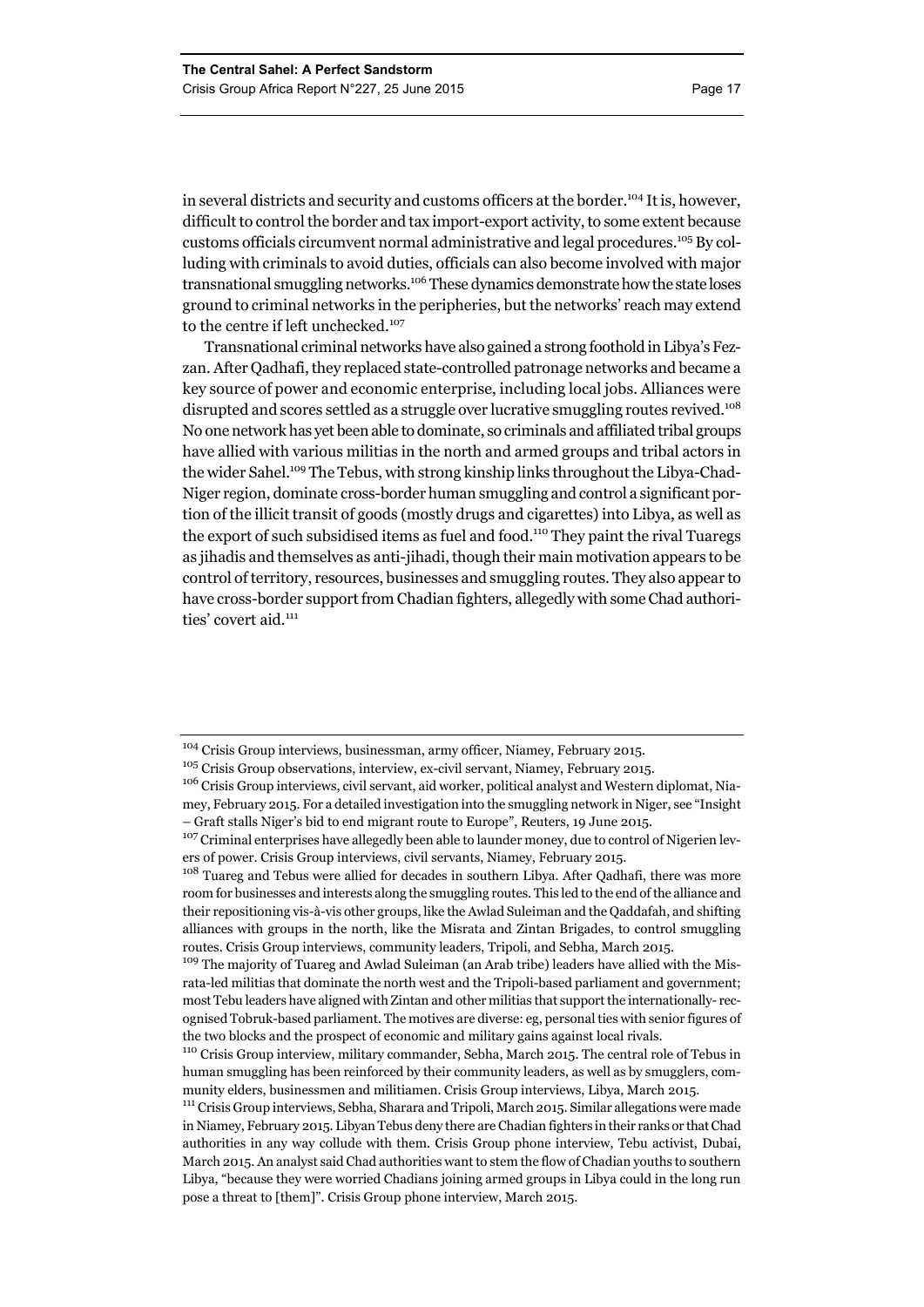in several districts and security and customs officers at the border.[104] It is, however, difficult to control the border and tax import-export activity, to some extent because customs officials circumvent normal administrative and legal procedures.[105] By colluding with criminals to avoid duties, officials can also become involved with major transnational smuggling networks.[106] These dynamics demonstrate how the state loses ground to criminal networks in the peripheries, but the networks' reach may extend to the centre if left unchecked.[107]

Transnational criminal networks have also gained a strong foothold in Libya's Fezzan. After Qadhafi, they replaced state-controlled patronage networks and became a key source of power and economic enterprise, including local jobs. Alliances were disrupted and scores settled as a struggle over lucrative smuggling routes revived.[108] No one network has yet been able to dominate, so criminals and affiliated tribal groups have allied with various militias in the north and armed groups and tribal actors in the wider Sahel.[109] The Tebus, with strong kinship links throughout the Libya-Chad-Niger region, dominate cross-border human smuggling and control a significant portion of the illicit transit of goods (mostly drugs and cigarettes) into Libya, as well as the export of such subsidised items as fuel and food.[110] They paint the rival Tuaregs as jihadis and themselves as anti-jihadi, though their main motivation appears to be control of territory, resources, businesses and smuggling routes. They also appear to have cross-border support from Chadian fighters, allegedly with some Chad authorities' covert aid.[111]

---

[104] Crisis Group interviews, businessman, army officer, Niamey, February 2015.

[105] Crisis Group observations, interview, ex-civil servant, Niamey, February 2015.

[106] Crisis Group interviews, civil servant, aid worker, political analyst and Western diplomat, Niamey, February 2015. For a detailed investigation into the smuggling network in Niger, see "Insight – Graft stalls Niger's bid to end migrant route to Europe", Reuters, 19 June 2015.

[107] Criminal enterprises have allegedly been able to launder money, due to control of Nigerien levers of power. Crisis Group interviews, civil servants, Niamey, February 2015.

[108] Tuareg and Tebus were allied for decades in southern Libya. After Qadhafi, there was more room for businesses and interests along the smuggling routes. This led to the end of the alliance and their repositioning vis-à-vis other groups, like the Awlad Suleiman and the Qaddafah, and shifting alliances with groups in the north, like the Misrata and Zintan Brigades, to control smuggling routes. Crisis Group interviews, community leaders, Tripoli, and Sebha, March 2015.

[109] The majority of Tuareg and Awlad Suleiman (an Arab tribe) leaders have allied with the Misrata-led militias that dominate the north west and the Tripoli-based parliament and government; most Tebu leaders have aligned with Zintan and other militias that support the internationally- recognised Tobruk-based parliament. The motives are diverse: eg, personal ties with senior figures of the two blocks and the prospect of economic and military gains against local rivals.

[110] Crisis Group interview, military commander, Sebha, March 2015. The central role of Tebus in human smuggling has been reinforced by their community leaders, as well as by smugglers, community elders, businessmen and militiamen. Crisis Group interviews, Libya, March 2015.

[111] Crisis Group interviews, Sebha, Sharara and Tripoli, March 2015. Similar allegations were made in Niamey, February 2015. Libyan Tebus deny there are Chadian fighters in their ranks or that Chad authorities in any way collude with them. Crisis Group phone interview, Tebu activist, Dubai, March 2015. An analyst said Chad authorities want to stem the flow of Chadian youths to southern Libya, "because they were worried Chadians joining armed groups in Libya could in the long run pose a threat to [them]". Crisis Group phone interview, March 2015.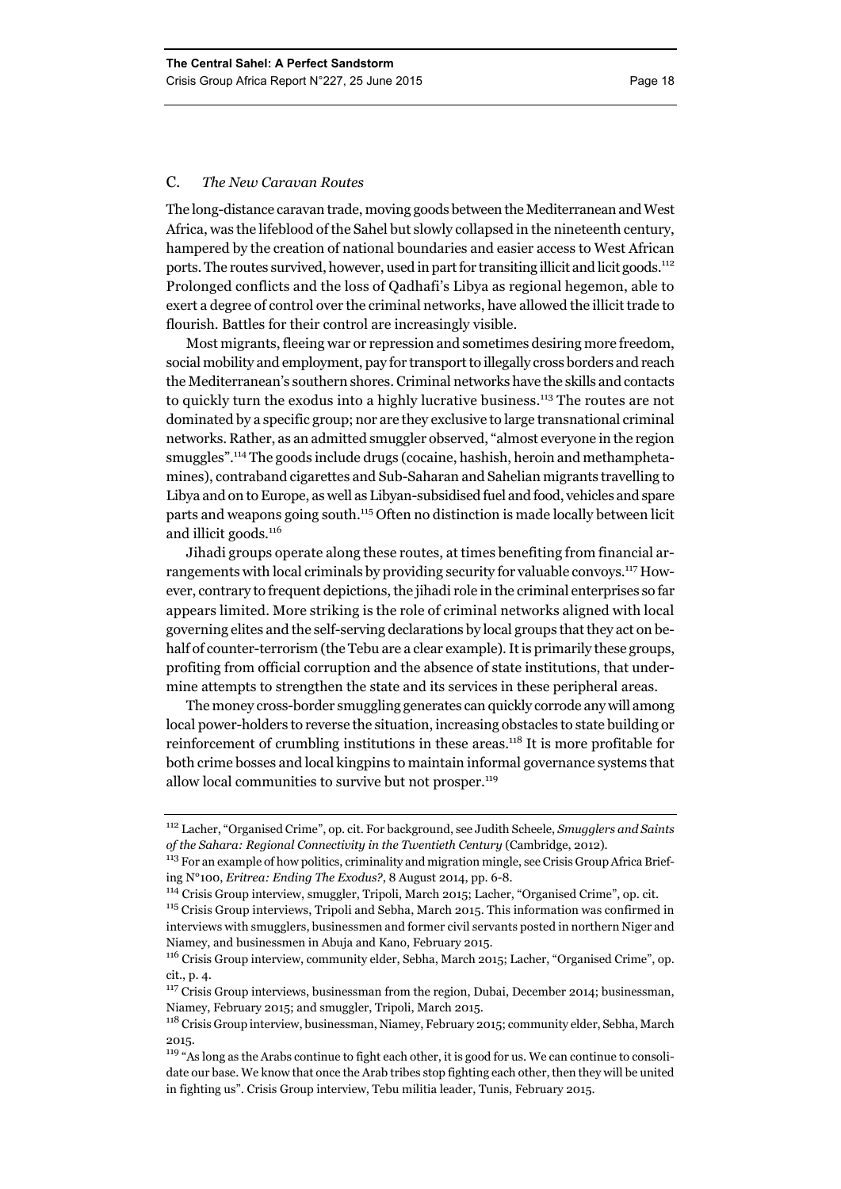### C. *The New Caravan Routes*

The long-distance caravan trade, moving goods between the Mediterranean and West Africa, was the lifeblood of the Sahel but slowly collapsed in the nineteenth century, hampered by the creation of national boundaries and easier access to West African ports. The routes survived, however, used in part for transiting illicit and licit goods.[112] Prolonged conflicts and the loss of Qadhafi's Libya as regional hegemon, able to exert a degree of control over the criminal networks, have allowed the illicit trade to flourish. Battles for their control are increasingly visible.

Most migrants, fleeing war or repression and sometimes desiring more freedom, social mobility and employment, pay for transport to illegally cross borders and reach the Mediterranean's southern shores. Criminal networks have the skills and contacts to quickly turn the exodus into a highly lucrative business.[113] The routes are not dominated by a specific group; nor are they exclusive to large transnational criminal networks. Rather, as an admitted smuggler observed, "almost everyone in the region smuggles".[114] The goods include drugs (cocaine, hashish, heroin and methamphetamines), contraband cigarettes and Sub-Saharan and Sahelian migrants travelling to Libya and on to Europe, as well as Libyan-subsidised fuel and food, vehicles and spare parts and weapons going south.[115] Often no distinction is made locally between licit and illicit goods.[116]

Jihadi groups operate along these routes, at times benefiting from financial arrangements with local criminals by providing security for valuable convoys.[117] However, contrary to frequent depictions, the jihadi role in the criminal enterprises so far appears limited. More striking is the role of criminal networks aligned with local governing elites and the self-serving declarations by local groups that they act on behalf of counter-terrorism (the Tebu are a clear example). It is primarily these groups, profiting from official corruption and the absence of state institutions, that undermine attempts to strengthen the state and its services in these peripheral areas.

The money cross-border smuggling generates can quickly corrode any will among local power-holders to reverse the situation, increasing obstacles to state building or reinforcement of crumbling institutions in these areas.[118] It is more profitable for both crime bosses and local kingpins to maintain informal governance systems that allow local communities to survive but not prosper.[119]

---

[112] Lacher, "Organised Crime", op. cit. For background, see Judith Scheele, *Smugglers and Saints of the Sahara: Regional Connectivity in the Twentieth Century* (Cambridge, 2012).

[113] For an example of how politics, criminality and migration mingle, see Crisis Group Africa Briefing N°100, *Eritrea: Ending The Exodus?*, 8 August 2014, pp. 6-8.

[114] Crisis Group interview, smuggler, Tripoli, March 2015; Lacher, "Organised Crime", op. cit.

[115] Crisis Group interviews, Tripoli and Sebha, March 2015. This information was confirmed in interviews with smugglers, businessmen and former civil servants posted in northern Niger and Niamey, and businessmen in Abuja and Kano, February 2015.

[116] Crisis Group interview, community elder, Sebha, March 2015; Lacher, "Organised Crime", op. cit., p. 4.

[117] Crisis Group interviews, businessman from the region, Dubai, December 2014; businessman, Niamey, February 2015; and smuggler, Tripoli, March 2015.

[118] Crisis Group interview, businessman, Niamey, February 2015; community elder, Sebha, March 2015.

[119] "As long as the Arabs continue to fight each other, it is good for us. We can continue to consolidate our base. We know that once the Arab tribes stop fighting each other, then they will be united in fighting us". Crisis Group interview, Tebu militia leader, Tunis, February 2015.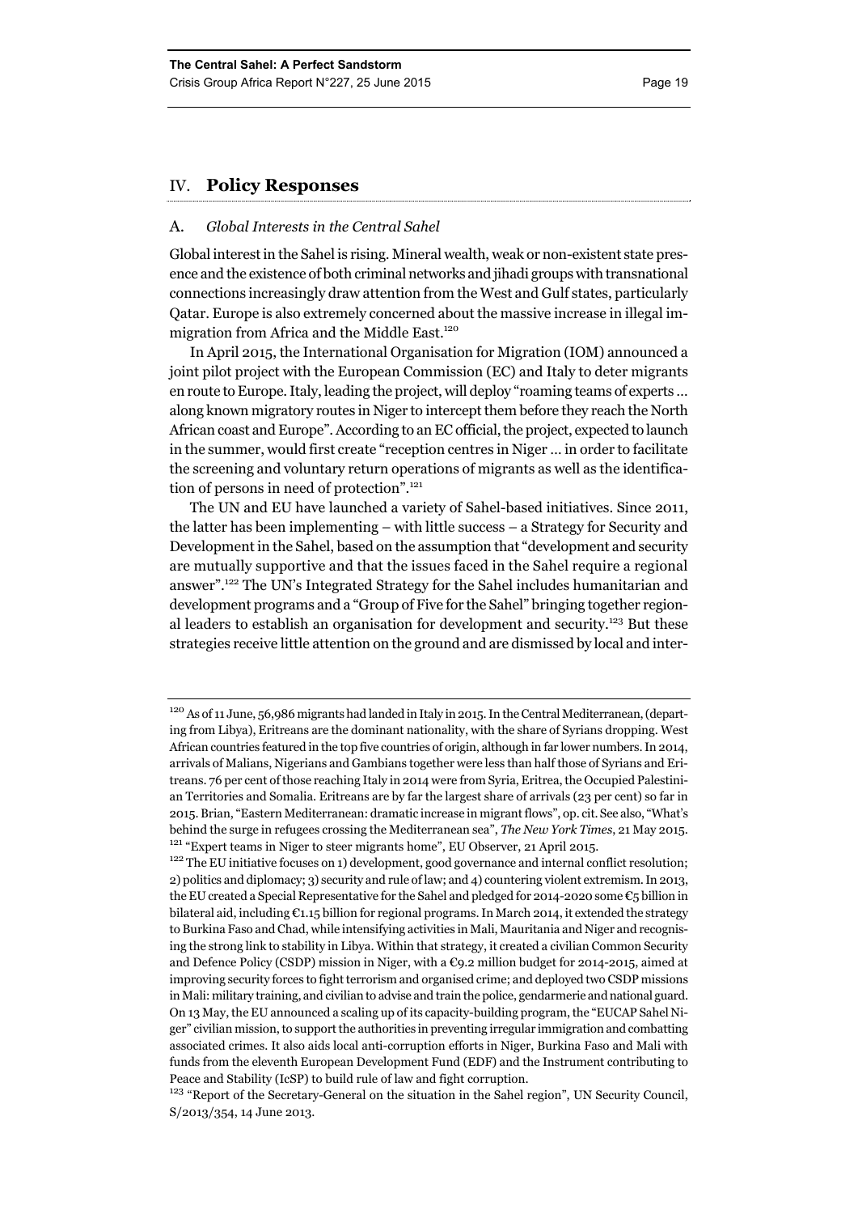## IV. Policy Responses

### A. *Global Interests in the Central Sahel*

Global interest in the Sahel is rising. Mineral wealth, weak or non-existent state presence and the existence of both criminal networks and jihadi groups with transnational connections increasingly draw attention from the West and Gulf states, particularly Qatar. Europe is also extremely concerned about the massive increase in illegal immigration from Africa and the Middle East.[120]

In April 2015, the International Organisation for Migration (IOM) announced a joint pilot project with the European Commission (EC) and Italy to deter migrants en route to Europe. Italy, leading the project, will deploy "roaming teams of experts … along known migratory routes in Niger to intercept them before they reach the North African coast and Europe". According to an EC official, the project, expected to launch in the summer, would first create "reception centres in Niger … in order to facilitate the screening and voluntary return operations of migrants as well as the identification of persons in need of protection".[121]

The UN and EU have launched a variety of Sahel-based initiatives. Since 2011, the latter has been implementing – with little success – a Strategy for Security and Development in the Sahel, based on the assumption that "development and security are mutually supportive and that the issues faced in the Sahel require a regional answer".[122] The UN's Integrated Strategy for the Sahel includes humanitarian and development programs and a "Group of Five for the Sahel" bringing together regional leaders to establish an organisation for development and security.[123] But these strategies receive little attention on the ground and are dismissed by local and inter-

---

[120] As of 11 June, 56,986 migrants had landed in Italy in 2015. In the Central Mediterranean, (departing from Libya), Eritreans are the dominant nationality, with the share of Syrians dropping. West African countries featured in the top five countries of origin, although in far lower numbers. In 2014, arrivals of Malians, Nigerians and Gambians together were less than half those of Syrians and Eritreans. 76 per cent of those reaching Italy in 2014 were from Syria, Eritrea, the Occupied Palestinian Territories and Somalia. Eritreans are by far the largest share of arrivals (23 per cent) so far in 2015. Brian, "Eastern Mediterranean: dramatic increase in migrant flows", op. cit. See also, "What's behind the surge in refugees crossing the Mediterranean sea", *The New York Times*, 21 May 2015.

[121] "Expert teams in Niger to steer migrants home", EU Observer, 21 April 2015.

[122] The EU initiative focuses on 1) development, good governance and internal conflict resolution; 2) politics and diplomacy; 3) security and rule of law; and 4) countering violent extremism. In 2013, the EU created a Special Representative for the Sahel and pledged for 2014-2020 some €5 billion in bilateral aid, including €1.15 billion for regional programs. In March 2014, it extended the strategy to Burkina Faso and Chad, while intensifying activities in Mali, Mauritania and Niger and recognising the strong link to stability in Libya. Within that strategy, it created a civilian Common Security and Defence Policy (CSDP) mission in Niger, with a €9.2 million budget for 2014-2015, aimed at improving security forces to fight terrorism and organised crime; and deployed two CSDP missions in Mali: military training, and civilian to advise and train the police, gendarmerie and national guard. On 13 May, the EU announced a scaling up of its capacity-building program, the "EUCAP Sahel Niger" civilian mission, to support the authorities in preventing irregular immigration and combatting associated crimes. It also aids local anti-corruption efforts in Niger, Burkina Faso and Mali with funds from the eleventh European Development Fund (EDF) and the Instrument contributing to Peace and Stability (IcSP) to build rule of law and fight corruption.

[123] "Report of the Secretary-General on the situation in the Sahel region", UN Security Council, S/2013/354, 14 June 2013.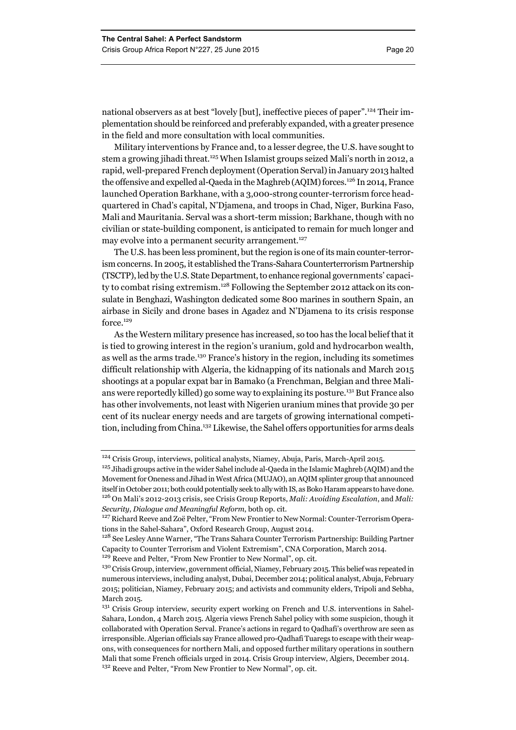national observers as at best "lovely [but], ineffective pieces of paper".[124] Their implementation should be reinforced and preferably expanded, with a greater presence in the field and more consultation with local communities.

Military interventions by France and, to a lesser degree, the U.S. have sought to stem a growing jihadi threat.[125] When Islamist groups seized Mali's north in 2012, a rapid, well-prepared French deployment (Operation Serval) in January 2013 halted the offensive and expelled al-Qaeda in the Maghreb (AQIM) forces.[126] In 2014, France launched Operation Barkhane, with a 3,000-strong counter-terrorism force headquartered in Chad's capital, N'Djamena, and troops in Chad, Niger, Burkina Faso, Mali and Mauritania. Serval was a short-term mission; Barkhane, though with no civilian or state-building component, is anticipated to remain for much longer and may evolve into a permanent security arrangement.[127]

The U.S. has been less prominent, but the region is one of its main counter-terrorism concerns. In 2005, it established the Trans-Sahara Counterterrorism Partnership (TSCTP), led by the U.S. State Department, to enhance regional governments' capacity to combat rising extremism.[128] Following the September 2012 attack on its consulate in Benghazi, Washington dedicated some 800 marines in southern Spain, an airbase in Sicily and drone bases in Agadez and N'Djamena to its crisis response force.[129]

As the Western military presence has increased, so too has the local belief that it is tied to growing interest in the region's uranium, gold and hydrocarbon wealth, as well as the arms trade.[130] France's history in the region, including its sometimes difficult relationship with Algeria, the kidnapping of its nationals and March 2015 shootings at a popular expat bar in Bamako (a Frenchman, Belgian and three Malians were reportedly killed) go some way to explaining its posture.[131] But France also has other involvements, not least with Nigerien uranium mines that provide 30 per cent of its nuclear energy needs and are targets of growing international competition, including from China.[132] Likewise, the Sahel offers opportunities for arms deals

---

[124] Crisis Group, interviews, political analysts, Niamey, Abuja, Paris, March-April 2015.

[125] Jihadi groups active in the wider Sahel include al-Qaeda in the Islamic Maghreb (AQIM) and the Movement for Oneness and Jihad in West Africa (MUJAO), an AQIM splinter group that announced itself in October 2011; both could potentially seek to ally with IS, as Boko Haram appears to have done.

[126] On Mali's 2012-2013 crisis, see Crisis Group Reports, *Mali: Avoiding Escalation*, and *Mali: Security, Dialogue and Meaningful Reform*, both op. cit.

[127] Richard Reeve and Zoë Pelter, "From New Frontier to New Normal: Counter-Terrorism Operations in the Sahel-Sahara", Oxford Research Group, August 2014.

[128] See Lesley Anne Warner, "The Trans Sahara Counter Terrorism Partnership: Building Partner Capacity to Counter Terrorism and Violent Extremism", CNA Corporation, March 2014.

[129] Reeve and Pelter, "From New Frontier to New Normal", op. cit.

[130] Crisis Group, interview, government official, Niamey, February 2015. This belief was repeated in numerous interviews, including analyst, Dubai, December 2014; political analyst, Abuja, February 2015; politician, Niamey, February 2015; and activists and community elders, Tripoli and Sebha, March 2015.

[131] Crisis Group interview, security expert working on French and U.S. interventions in Sahel-Sahara, London, 4 March 2015. Algeria views French Sahel policy with some suspicion, though it collaborated with Operation Serval. France's actions in regard to Qadhafi's overthrow are seen as irresponsible. Algerian officials say France allowed pro-Qadhafi Tuaregs to escape with their weapons, with consequences for northern Mali, and opposed further military operations in southern Mali that some French officials urged in 2014. Crisis Group interview, Algiers, December 2014.

[132] Reeve and Pelter, "From New Frontier to New Normal", op. cit.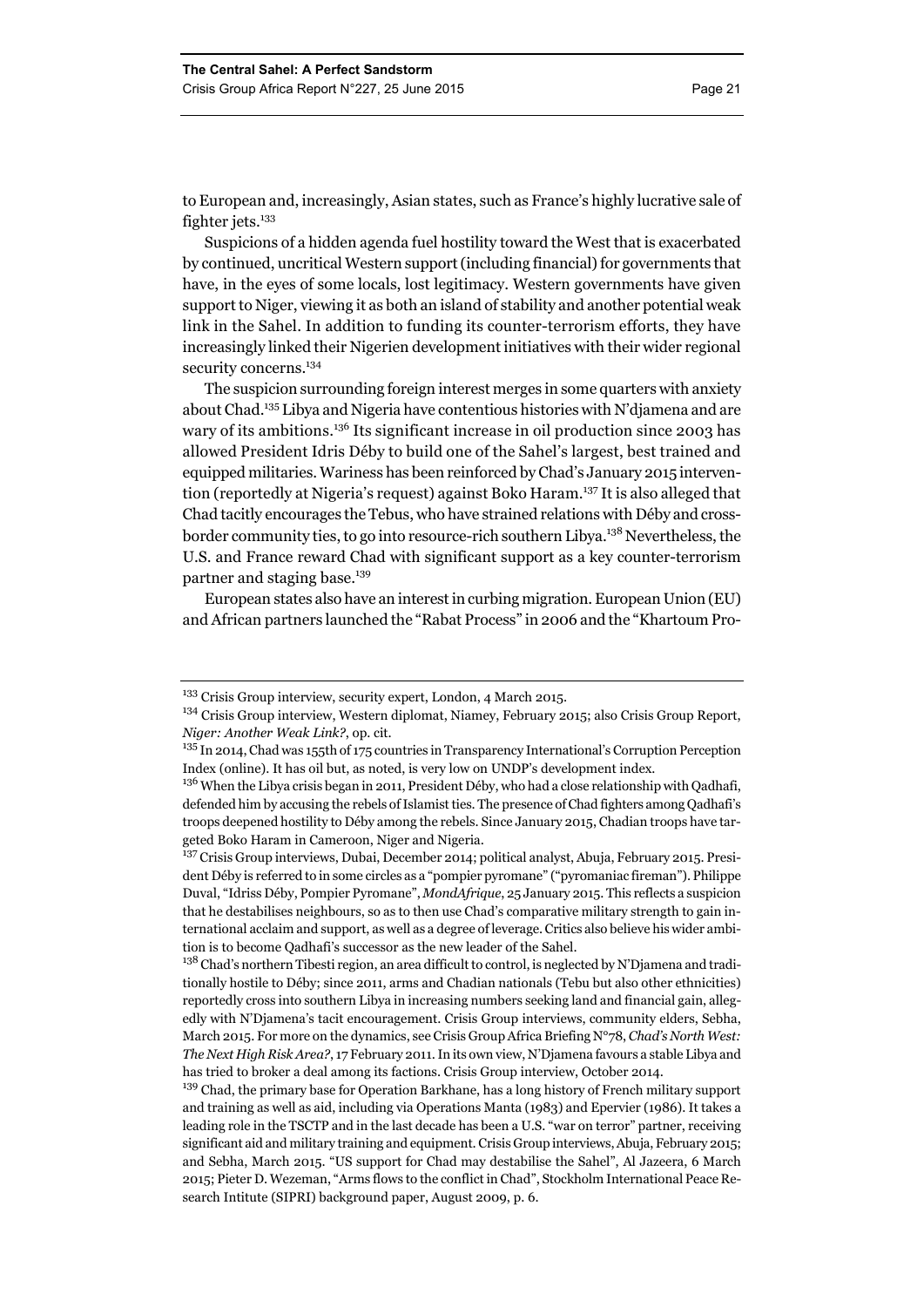to European and, increasingly, Asian states, such as France's highly lucrative sale of fighter jets.[133]

Suspicions of a hidden agenda fuel hostility toward the West that is exacerbated by continued, uncritical Western support (including financial) for governments that have, in the eyes of some locals, lost legitimacy. Western governments have given support to Niger, viewing it as both an island of stability and another potential weak link in the Sahel. In addition to funding its counter-terrorism efforts, they have increasingly linked their Nigerien development initiatives with their wider regional security concerns.[134]

The suspicion surrounding foreign interest merges in some quarters with anxiety about Chad.[135] Libya and Nigeria have contentious histories with N'djamena and are wary of its ambitions.[136] Its significant increase in oil production since 2003 has allowed President Idris Déby to build one of the Sahel's largest, best trained and equipped militaries. Wariness has been reinforced by Chad's January 2015 intervention (reportedly at Nigeria's request) against Boko Haram.[137] It is also alleged that Chad tacitly encourages the Tebus, who have strained relations with Déby and cross-border community ties, to go into resource-rich southern Libya.[138] Nevertheless, the U.S. and France reward Chad with significant support as a key counter-terrorism partner and staging base.[139]

European states also have an interest in curbing migration. European Union (EU) and African partners launched the "Rabat Process" in 2006 and the "Khartoum Pro-

---

[133] Crisis Group interview, security expert, London, 4 March 2015.

[134] Crisis Group interview, Western diplomat, Niamey, February 2015; also Crisis Group Report, *Niger: Another Weak Link?*, op. cit.

[135] In 2014, Chad was 155th of 175 countries in Transparency International's Corruption Perception Index (online). It has oil but, as noted, is very low on UNDP's development index.

[136] When the Libya crisis began in 2011, President Déby, who had a close relationship with Qadhafi, defended him by accusing the rebels of Islamist ties. The presence of Chad fighters among Qadhafi's troops deepened hostility to Déby among the rebels. Since January 2015, Chadian troops have targeted Boko Haram in Cameroon, Niger and Nigeria.

[137] Crisis Group interviews, Dubai, December 2014; political analyst, Abuja, February 2015. President Déby is referred to in some circles as a "pompier pyromane" ("pyromaniac fireman"). Philippe Duval, "Idriss Déby, Pompier Pyromane", *MondAfrique*, 25 January 2015. This reflects a suspicion that he destabilises neighbours, so as to then use Chad's comparative military strength to gain international acclaim and support, as well as a degree of leverage. Critics also believe his wider ambition is to become Qadhafi's successor as the new leader of the Sahel.

[138] Chad's northern Tibesti region, an area difficult to control, is neglected by N'Djamena and traditionally hostile to Déby; since 2011, arms and Chadian nationals (Tebu but also other ethnicities) reportedly cross into southern Libya in increasing numbers seeking land and financial gain, allegedly with N'Djamena's tacit encouragement. Crisis Group interviews, community elders, Sebha, March 2015. For more on the dynamics, see Crisis Group Africa Briefing N°78, *Chad's North West: The Next High Risk Area?*, 17 February 2011. In its own view, N'Djamena favours a stable Libya and has tried to broker a deal among its factions. Crisis Group interview, October 2014.

[139] Chad, the primary base for Operation Barkhane, has a long history of French military support and training as well as aid, including via Operations Manta (1983) and Epervier (1986). It takes a leading role in the TSCTP and in the last decade has been a U.S. "war on terror" partner, receiving significant aid and military training and equipment. Crisis Group interviews, Abuja, February 2015; and Sebha, March 2015. "US support for Chad may destabilise the Sahel", Al Jazeera, 6 March 2015; Pieter D. Wezeman, "Arms flows to the conflict in Chad", Stockholm International Peace Research Institute (SIPRI) background paper, August 2009, p. 6.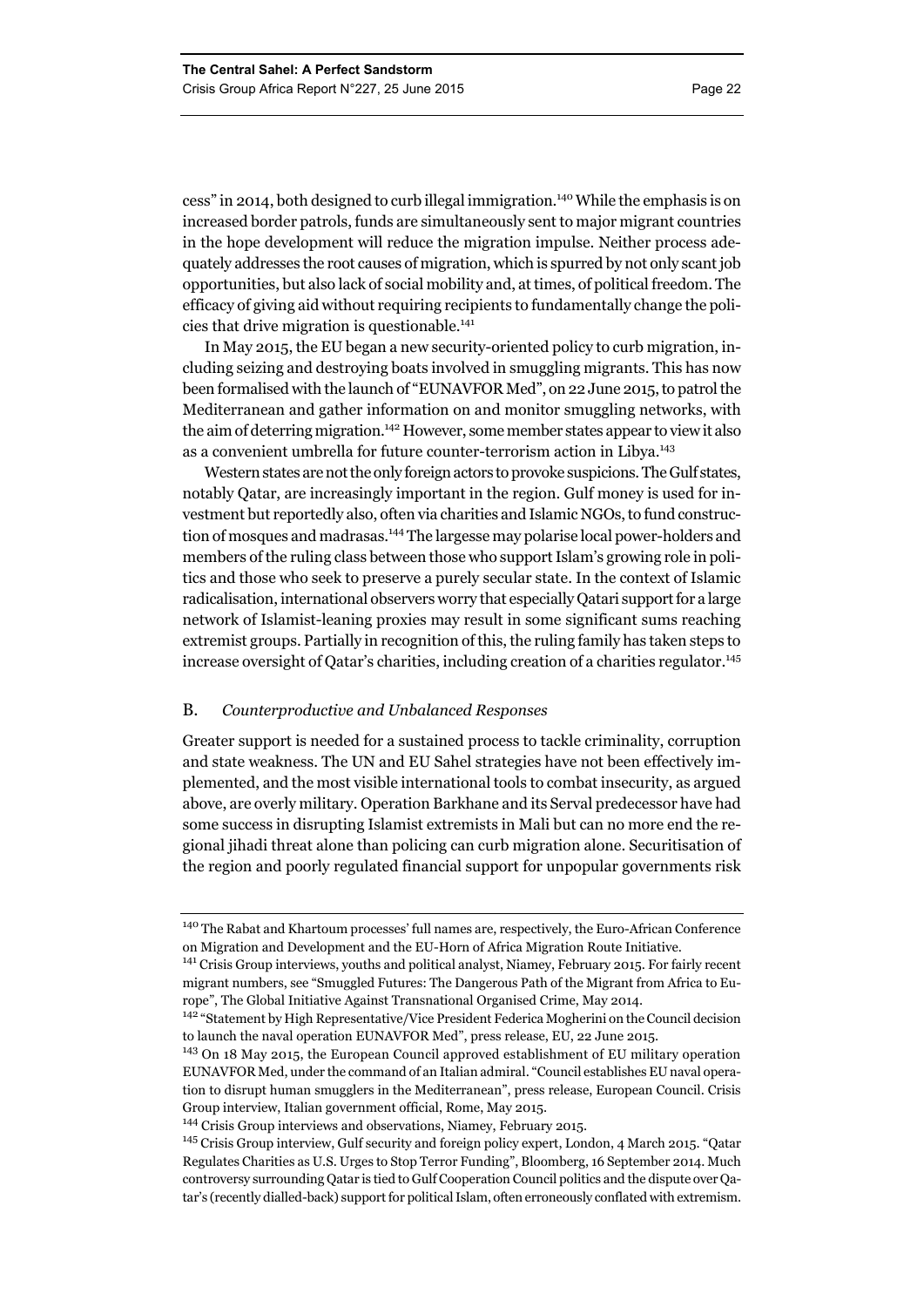cess" in 2014, both designed to curb illegal immigration.[140] While the emphasis is on increased border patrols, funds are simultaneously sent to major migrant countries in the hope development will reduce the migration impulse. Neither process adequately addresses the root causes of migration, which is spurred by not only scant job opportunities, but also lack of social mobility and, at times, of political freedom. The efficacy of giving aid without requiring recipients to fundamentally change the policies that drive migration is questionable.[141]

In May 2015, the EU began a new security-oriented policy to curb migration, including seizing and destroying boats involved in smuggling migrants. This has now been formalised with the launch of "EUNAVFOR Med", on 22 June 2015, to patrol the Mediterranean and gather information on and monitor smuggling networks, with the aim of deterring migration.[142] However, some member states appear to view it also as a convenient umbrella for future counter-terrorism action in Libya.[143]

Western states are not the only foreign actors to provoke suspicions. The Gulf states, notably Qatar, are increasingly important in the region. Gulf money is used for investment but reportedly also, often via charities and Islamic NGOs, to fund construction of mosques and madrasas.[144] The largesse may polarise local power-holders and members of the ruling class between those who support Islam's growing role in politics and those who seek to preserve a purely secular state. In the context of Islamic radicalisation, international observers worry that especially Qatari support for a large network of Islamist-leaning proxies may result in some significant sums reaching extremist groups. Partially in recognition of this, the ruling family has taken steps to increase oversight of Qatar's charities, including creation of a charities regulator.[145]

## B. *Counterproductive and Unbalanced Responses*

Greater support is needed for a sustained process to tackle criminality, corruption and state weakness. The UN and EU Sahel strategies have not been effectively implemented, and the most visible international tools to combat insecurity, as argued above, are overly military. Operation Barkhane and its Serval predecessor have had some success in disrupting Islamist extremists in Mali but can no more end the regional jihadi threat alone than policing can curb migration alone. Securitisation of the region and poorly regulated financial support for unpopular governments risk

---

[140] The Rabat and Khartoum processes' full names are, respectively, the Euro-African Conference on Migration and Development and the EU-Horn of Africa Migration Route Initiative.

[141] Crisis Group interviews, youths and political analyst, Niamey, February 2015. For fairly recent migrant numbers, see "Smuggled Futures: The Dangerous Path of the Migrant from Africa to Europe", The Global Initiative Against Transnational Organised Crime, May 2014.

[142] "Statement by High Representative/Vice President Federica Mogherini on the Council decision to launch the naval operation EUNAVFOR Med", press release, EU, 22 June 2015.

[143] On 18 May 2015, the European Council approved establishment of EU military operation EUNAVFOR Med, under the command of an Italian admiral. "Council establishes EU naval operation to disrupt human smugglers in the Mediterranean", press release, European Council. Crisis Group interview, Italian government official, Rome, May 2015.

[144] Crisis Group interviews and observations, Niamey, February 2015.

[145] Crisis Group interview, Gulf security and foreign policy expert, London, 4 March 2015. "Qatar Regulates Charities as U.S. Urges to Stop Terror Funding", Bloomberg, 16 September 2014. Much controversy surrounding Qatar is tied to Gulf Cooperation Council politics and the dispute over Qatar's (recently dialled-back) support for political Islam, often erroneously conflated with extremism.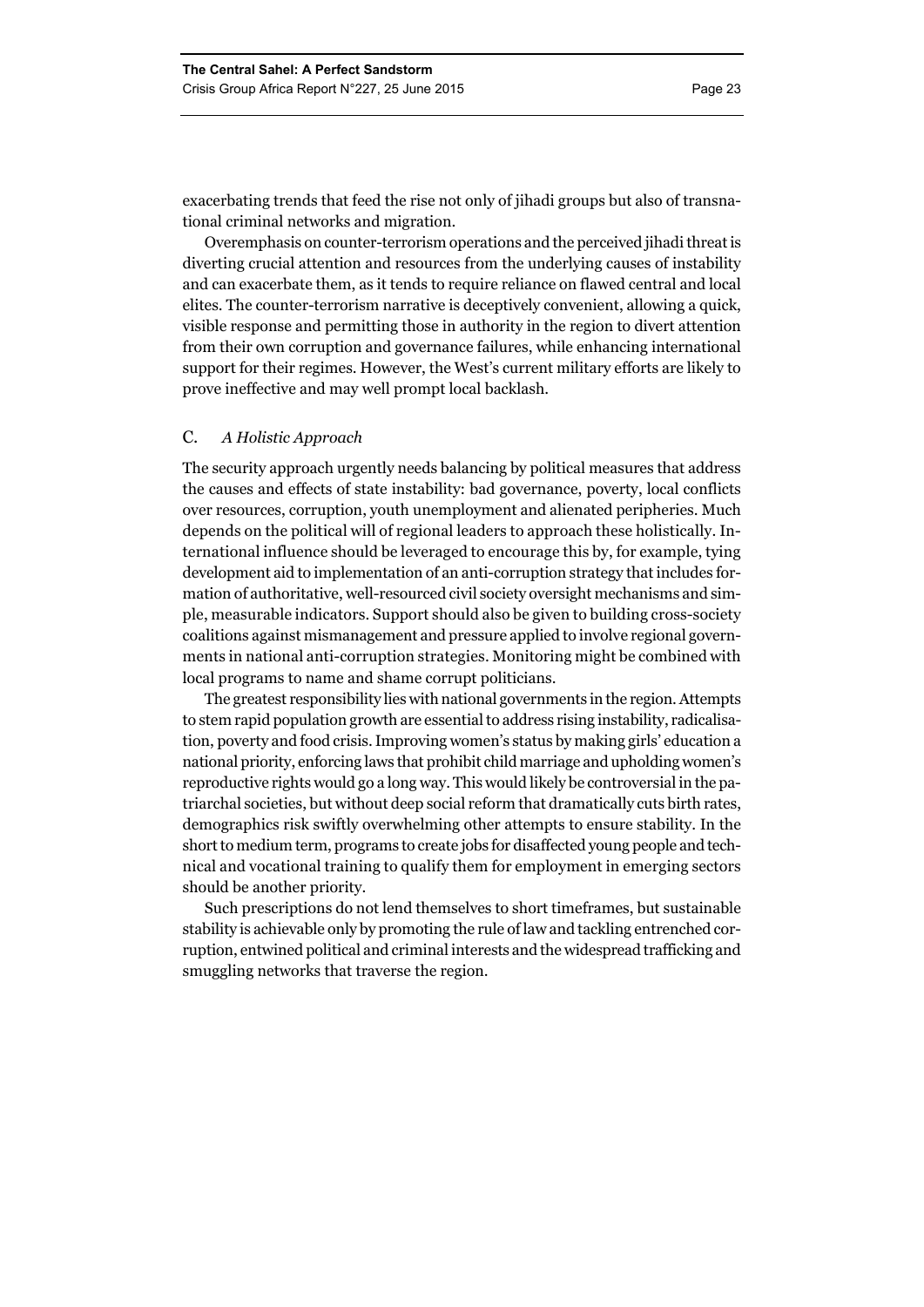exacerbating trends that feed the rise not only of jihadi groups but also of transnational criminal networks and migration.

Overemphasis on counter-terrorism operations and the perceived jihadi threat is diverting crucial attention and resources from the underlying causes of instability and can exacerbate them, as it tends to require reliance on flawed central and local elites. The counter-terrorism narrative is deceptively convenient, allowing a quick, visible response and permitting those in authority in the region to divert attention from their own corruption and governance failures, while enhancing international support for their regimes. However, the West's current military efforts are likely to prove ineffective and may well prompt local backlash.

### C. *A Holistic Approach*

The security approach urgently needs balancing by political measures that address the causes and effects of state instability: bad governance, poverty, local conflicts over resources, corruption, youth unemployment and alienated peripheries. Much depends on the political will of regional leaders to approach these holistically. International influence should be leveraged to encourage this by, for example, tying development aid to implementation of an anti-corruption strategy that includes formation of authoritative, well-resourced civil society oversight mechanisms and simple, measurable indicators. Support should also be given to building cross-society coalitions against mismanagement and pressure applied to involve regional governments in national anti-corruption strategies. Monitoring might be combined with local programs to name and shame corrupt politicians.

The greatest responsibility lies with national governments in the region. Attempts to stem rapid population growth are essential to address rising instability, radicalisation, poverty and food crisis. Improving women's status by making girls' education a national priority, enforcing laws that prohibit child marriage and upholding women's reproductive rights would go a long way. This would likely be controversial in the patriarchal societies, but without deep social reform that dramatically cuts birth rates, demographics risk swiftly overwhelming other attempts to ensure stability. In the short to medium term, programs to create jobs for disaffected young people and technical and vocational training to qualify them for employment in emerging sectors should be another priority.

Such prescriptions do not lend themselves to short timeframes, but sustainable stability is achievable only by promoting the rule of law and tackling entrenched corruption, entwined political and criminal interests and the widespread trafficking and smuggling networks that traverse the region.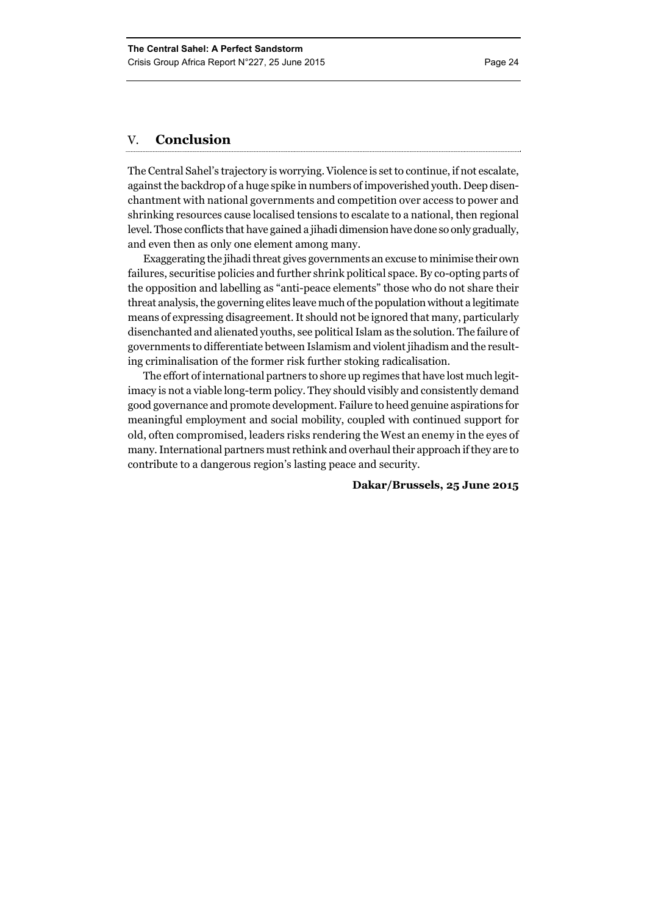## V. Conclusion

The Central Sahel's trajectory is worrying. Violence is set to continue, if not escalate, against the backdrop of a huge spike in numbers of impoverished youth. Deep disenchantment with national governments and competition over access to power and shrinking resources cause localised tensions to escalate to a national, then regional level. Those conflicts that have gained a jihadi dimension have done so only gradually, and even then as only one element among many.

Exaggerating the jihadi threat gives governments an excuse to minimise their own failures, securitise policies and further shrink political space. By co-opting parts of the opposition and labelling as "anti-peace elements" those who do not share their threat analysis, the governing elites leave much of the population without a legitimate means of expressing disagreement. It should not be ignored that many, particularly disenchanted and alienated youths, see political Islam as the solution. The failure of governments to differentiate between Islamism and violent jihadism and the resulting criminalisation of the former risk further stoking radicalisation.

The effort of international partners to shore up regimes that have lost much legitimacy is not a viable long-term policy. They should visibly and consistently demand good governance and promote development. Failure to heed genuine aspirations for meaningful employment and social mobility, coupled with continued support for old, often compromised, leaders risks rendering the West an enemy in the eyes of many. International partners must rethink and overhaul their approach if they are to contribute to a dangerous region's lasting peace and security.

**Dakar/Brussels, 25 June 2015**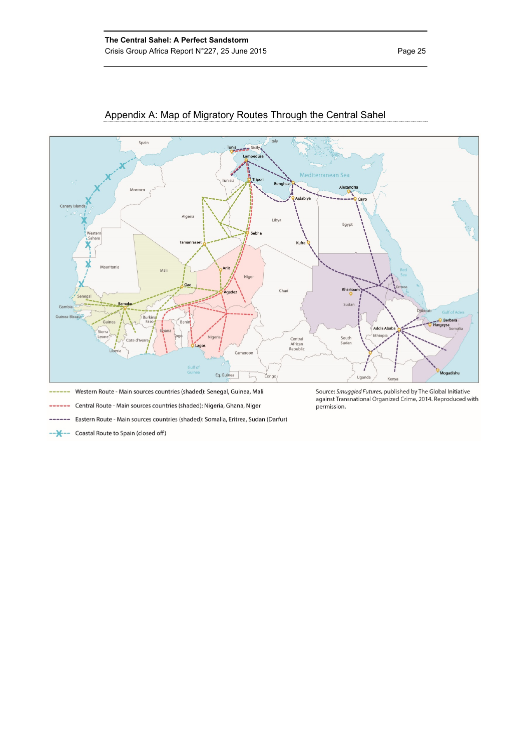## Appendix A: Map of Migratory Routes Through the Central Sahel

Spain
Italy
Tunis
Sicily
Lampedusa
Tunisia
Tripoli
Benghazi
Mediterranean Sea
Alexandria
Ajdabiya
Cairo
Morocco
Canary Islands
Algeria
Libya
Egypt
Western Sahara
Sebha
Tamanrasset
Kufra
Mauritania
Mali
Arlit
Niger
Red Sea
Gao
Agadez
Chad
Khartoum
Eritrea
Senegal
Sudan
Bamako
Gambia
Djibouti
Gulf of Aden
Guinea-Bissau
Guinea
Burkina Faso
Benin
Berbera
Hargeysa
Somalia
Sierra Leone
Ghana
Togo
Nigeria
Addis Ababa
Ethiopia
Cote d'Ivoire
Central African Republic
South Sudan
Lagos
Liberia
Cameroon
Gulf of Guinea
Eq. Guinea
Congo
Uganda
Kenya
Mogadishu

Western Route - Main sources countries (shaded): Senegal, Guinea, Mali

Central Route - Main sources countries (shaded): Nigeria, Ghana, Niger

Eastern Route - Main sources countries (shaded): Somalia, Eritrea, Sudan (Darfur)

Coastal Route to Spain (closed off)

Source: *Smuggled Futures*, published by The Global Initiative against Transnational Organized Crime, 2014. Reproduced with permission.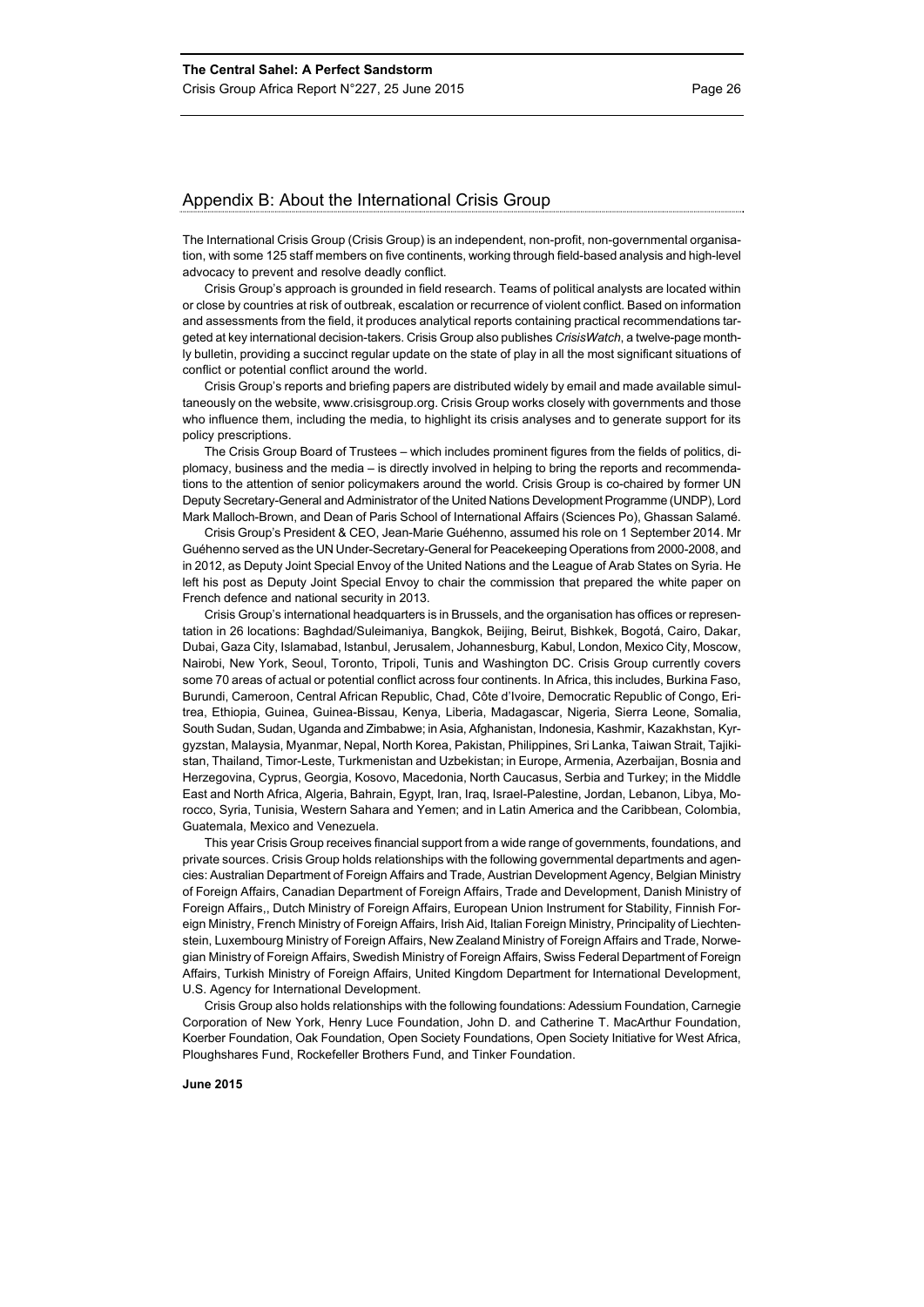## Appendix B: About the International Crisis Group

The International Crisis Group (Crisis Group) is an independent, non-profit, non-governmental organisation, with some 125 staff members on five continents, working through field-based analysis and high-level advocacy to prevent and resolve deadly conflict.

Crisis Group's approach is grounded in field research. Teams of political analysts are located within or close by countries at risk of outbreak, escalation or recurrence of violent conflict. Based on information and assessments from the field, it produces analytical reports containing practical recommendations targeted at key international decision-takers. Crisis Group also publishes *CrisisWatch*, a twelve-page monthly bulletin, providing a succinct regular update on the state of play in all the most significant situations of conflict or potential conflict around the world.

Crisis Group's reports and briefing papers are distributed widely by email and made available simultaneously on the website, www.crisisgroup.org. Crisis Group works closely with governments and those who influence them, including the media, to highlight its crisis analyses and to generate support for its policy prescriptions.

The Crisis Group Board of Trustees – which includes prominent figures from the fields of politics, diplomacy, business and the media – is directly involved in helping to bring the reports and recommendations to the attention of senior policymakers around the world. Crisis Group is co-chaired by former UN Deputy Secretary-General and Administrator of the United Nations Development Programme (UNDP), Lord Mark Malloch-Brown, and Dean of Paris School of International Affairs (Sciences Po), Ghassan Salamé.

Crisis Group's President & CEO, Jean-Marie Guéhenno, assumed his role on 1 September 2014. Mr Guéhenno served as the UN Under-Secretary-General for Peacekeeping Operations from 2000-2008, and in 2012, as Deputy Joint Special Envoy of the United Nations and the League of Arab States on Syria. He left his post as Deputy Joint Special Envoy to chair the commission that prepared the white paper on French defence and national security in 2013.

Crisis Group's international headquarters is in Brussels, and the organisation has offices or representation in 26 locations: Baghdad/Suleimaniya, Bangkok, Beijing, Beirut, Bishkek, Bogotá, Cairo, Dakar, Dubai, Gaza City, Islamabad, Istanbul, Jerusalem, Johannesburg, Kabul, London, Mexico City, Moscow, Nairobi, New York, Seoul, Toronto, Tripoli, Tunis and Washington DC. Crisis Group currently covers some 70 areas of actual or potential conflict across four continents. In Africa, this includes, Burkina Faso, Burundi, Cameroon, Central African Republic, Chad, Côte d'Ivoire, Democratic Republic of Congo, Eritrea, Ethiopia, Guinea, Guinea-Bissau, Kenya, Liberia, Madagascar, Nigeria, Sierra Leone, Somalia, South Sudan, Sudan, Uganda and Zimbabwe; in Asia, Afghanistan, Indonesia, Kashmir, Kazakhstan, Kyrgyzstan, Malaysia, Myanmar, Nepal, North Korea, Pakistan, Philippines, Sri Lanka, Taiwan Strait, Tajikistan, Thailand, Timor-Leste, Turkmenistan and Uzbekistan; in Europe, Armenia, Azerbaijan, Bosnia and Herzegovina, Cyprus, Georgia, Kosovo, Macedonia, North Caucasus, Serbia and Turkey; in the Middle East and North Africa, Algeria, Bahrain, Egypt, Iran, Iraq, Israel-Palestine, Jordan, Lebanon, Libya, Morocco, Syria, Tunisia, Western Sahara and Yemen; and in Latin America and the Caribbean, Colombia, Guatemala, Mexico and Venezuela.

This year Crisis Group receives financial support from a wide range of governments, foundations, and private sources. Crisis Group holds relationships with the following governmental departments and agencies: Australian Department of Foreign Affairs and Trade, Austrian Development Agency, Belgian Ministry of Foreign Affairs, Canadian Department of Foreign Affairs, Trade and Development, Danish Ministry of Foreign Affairs,, Dutch Ministry of Foreign Affairs, European Union Instrument for Stability, Finnish Foreign Ministry, French Ministry of Foreign Affairs, Irish Aid, Italian Foreign Ministry, Principality of Liechtenstein, Luxembourg Ministry of Foreign Affairs, New Zealand Ministry of Foreign Affairs and Trade, Norwegian Ministry of Foreign Affairs, Swedish Ministry of Foreign Affairs, Swiss Federal Department of Foreign Affairs, Turkish Ministry of Foreign Affairs, United Kingdom Department for International Development, U.S. Agency for International Development.

Crisis Group also holds relationships with the following foundations: Adessium Foundation, Carnegie Corporation of New York, Henry Luce Foundation, John D. and Catherine T. MacArthur Foundation, Koerber Foundation, Oak Foundation, Open Society Foundations, Open Society Initiative for West Africa, Ploughshares Fund, Rockefeller Brothers Fund, and Tinker Foundation.

**June 2015**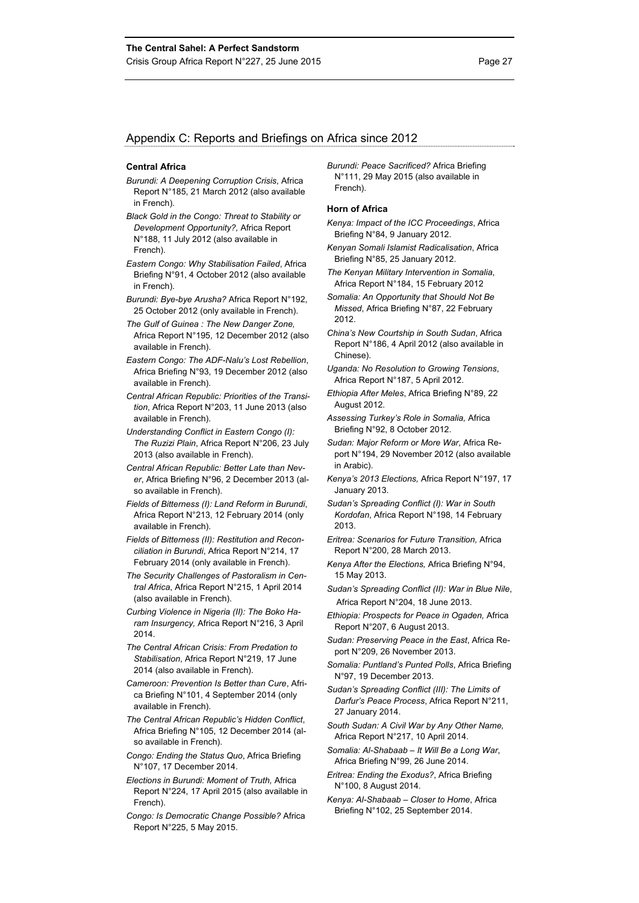## Appendix C: Reports and Briefings on Africa since 2012

### Central Africa

*Burundi: A Deepening Corruption Crisis*, Africa Report N°185, 21 March 2012 (also available in French).

*Black Gold in the Congo: Threat to Stability or Development Opportunity?,* Africa Report N°188, 11 July 2012 (also available in French).

*Eastern Congo: Why Stabilisation Failed*, Africa Briefing N°91, 4 October 2012 (also available in French).

*Burundi: Bye-bye Arusha?* Africa Report N°192, 25 October 2012 (only available in French).

*The Gulf of Guinea : The New Danger Zone,* Africa Report N°195, 12 December 2012 (also available in French).

*Eastern Congo: The ADF-Nalu's Lost Rebellion*, Africa Briefing N°93, 19 December 2012 (also available in French).

*Central African Republic: Priorities of the Transition*, Africa Report N°203, 11 June 2013 (also available in French).

*Understanding Conflict in Eastern Congo (I): The Ruzizi Plain*, Africa Report N°206, 23 July 2013 (also available in French).

*Central African Republic: Better Late than Never*, Africa Briefing N°96, 2 December 2013 (also available in French).

*Fields of Bitterness (I): Land Reform in Burundi*, Africa Report N°213, 12 February 2014 (only available in French).

*Fields of Bitterness (II): Restitution and Reconciliation in Burundi*, Africa Report N°214, 17 February 2014 (only available in French).

*The Security Challenges of Pastoralism in Central Africa*, Africa Report N°215, 1 April 2014 (also available in French).

*Curbing Violence in Nigeria (II): The Boko Haram Insurgency,* Africa Report N°216, 3 April 2014.

*The Central African Crisis: From Predation to Stabilisation*, Africa Report N°219, 17 June 2014 (also available in French).

*Cameroon: Prevention Is Better than Cure*, Africa Briefing N°101, 4 September 2014 (only available in French).

*The Central African Republic's Hidden Conflict*, Africa Briefing N°105, 12 December 2014 (also available in French).

*Congo: Ending the Status Quo*, Africa Briefing N°107, 17 December 2014.

*Elections in Burundi: Moment of Truth,* Africa Report N°224, 17 April 2015 (also available in French).

*Congo: Is Democratic Change Possible?* Africa Report N°225, 5 May 2015.

*Burundi: Peace Sacrificed?* Africa Briefing N°111, 29 May 2015 (also available in French).

### Horn of Africa

*Kenya: Impact of the ICC Proceedings*, Africa Briefing N°84, 9 January 2012.

*Kenyan Somali Islamist Radicalisation*, Africa Briefing N°85, 25 January 2012.

*The Kenyan Military Intervention in Somalia*, Africa Report N°184, 15 February 2012

*Somalia: An Opportunity that Should Not Be Missed*, Africa Briefing N°87, 22 February 2012.

*China's New Courtship in South Sudan*, Africa Report N°186, 4 April 2012 (also available in Chinese).

*Uganda: No Resolution to Growing Tensions*, Africa Report N°187, 5 April 2012.

*Ethiopia After Meles*, Africa Briefing N°89, 22 August 2012.

*Assessing Turkey's Role in Somalia,* Africa Briefing N°92, 8 October 2012.

*Sudan: Major Reform or More War*, Africa Report N°194, 29 November 2012 (also available in Arabic).

*Kenya's 2013 Elections,* Africa Report N°197, 17 January 2013.

*Sudan's Spreading Conflict (I): War in South Kordofan*, Africa Report N°198, 14 February 2013.

*Eritrea: Scenarios for Future Transition,* Africa Report N°200, 28 March 2013.

*Kenya After the Elections,* Africa Briefing N°94, 15 May 2013.

*Sudan's Spreading Conflict (II): War in Blue Nile*, Africa Report N°204, 18 June 2013.

*Ethiopia: Prospects for Peace in Ogaden,* Africa Report N°207, 6 August 2013.

*Sudan: Preserving Peace in the East*, Africa Report N°209, 26 November 2013.

*Somalia: Puntland's Punted Polls*, Africa Briefing N°97, 19 December 2013.

*Sudan's Spreading Conflict (III): The Limits of Darfur's Peace Process*, Africa Report N°211, 27 January 2014.

*South Sudan: A Civil War by Any Other Name,* Africa Report N°217, 10 April 2014.

*Somalia: Al-Shabaab – It Will Be a Long War*, Africa Briefing N°99, 26 June 2014.

*Eritrea: Ending the Exodus?*, Africa Briefing N°100, 8 August 2014.

*Kenya: Al-Shabaab – Closer to Home*, Africa Briefing N°102, 25 September 2014.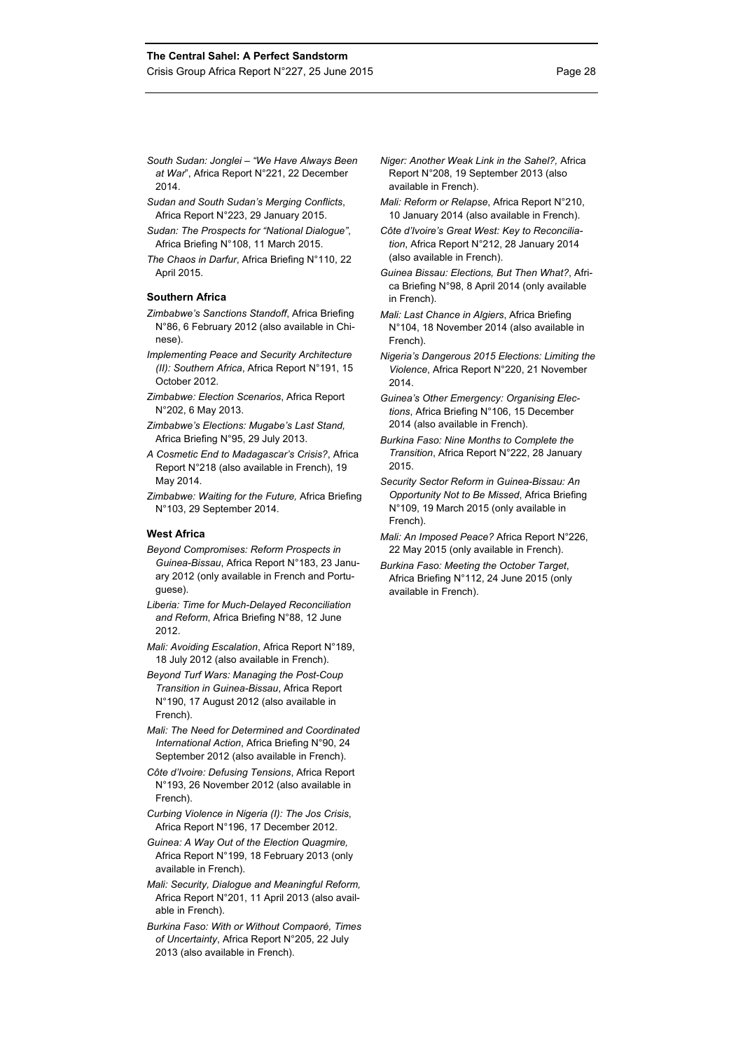*South Sudan: Jonglei – "We Have Always Been at War"*, Africa Report N°221, 22 December 2014.

*Sudan and South Sudan's Merging Conflicts*, Africa Report N°223, 29 January 2015.

*Sudan: The Prospects for "National Dialogue"*, Africa Briefing N°108, 11 March 2015.

*The Chaos in Darfur*, Africa Briefing N°110, 22 April 2015.

#### Southern Africa

*Zimbabwe's Sanctions Standoff*, Africa Briefing N°86, 6 February 2012 (also available in Chinese).

*Implementing Peace and Security Architecture (II): Southern Africa*, Africa Report N°191, 15 October 2012.

*Zimbabwe: Election Scenarios*, Africa Report N°202, 6 May 2013.

*Zimbabwe's Elections: Mugabe's Last Stand,* Africa Briefing N°95, 29 July 2013.

*A Cosmetic End to Madagascar's Crisis?*, Africa Report N°218 (also available in French), 19 May 2014.

*Zimbabwe: Waiting for the Future,* Africa Briefing N°103, 29 September 2014.

#### West Africa

*Beyond Compromises: Reform Prospects in Guinea-Bissau*, Africa Report N°183, 23 January 2012 (only available in French and Portuguese).

*Liberia: Time for Much-Delayed Reconciliation and Reform*, Africa Briefing N°88, 12 June 2012.

*Mali: Avoiding Escalation*, Africa Report N°189, 18 July 2012 (also available in French).

*Beyond Turf Wars: Managing the Post-Coup Transition in Guinea-Bissau*, Africa Report N°190, 17 August 2012 (also available in French).

*Mali: The Need for Determined and Coordinated International Action*, Africa Briefing N°90, 24 September 2012 (also available in French).

*Côte d'Ivoire: Defusing Tensions*, Africa Report N°193, 26 November 2012 (also available in French).

*Curbing Violence in Nigeria (I): The Jos Crisis*, Africa Report N°196, 17 December 2012.

*Guinea: A Way Out of the Election Quagmire,* Africa Report N°199, 18 February 2013 (only available in French).

*Mali: Security, Dialogue and Meaningful Reform,* Africa Report N°201, 11 April 2013 (also available in French).

*Burkina Faso: With or Without Compaoré, Times of Uncertainty*, Africa Report N°205, 22 July 2013 (also available in French).

*Niger: Another Weak Link in the Sahel?,* Africa Report N°208, 19 September 2013 (also available in French).

*Mali: Reform or Relapse*, Africa Report N°210, 10 January 2014 (also available in French).

*Côte d'Ivoire's Great West: Key to Reconciliation*, Africa Report N°212, 28 January 2014 (also available in French).

*Guinea Bissau: Elections, But Then What?*, Africa Briefing N°98, 8 April 2014 (only available in French).

*Mali: Last Chance in Algiers*, Africa Briefing N°104, 18 November 2014 (also available in French).

*Nigeria's Dangerous 2015 Elections: Limiting the Violence*, Africa Report N°220, 21 November 2014.

*Guinea's Other Emergency: Organising Elections*, Africa Briefing N°106, 15 December 2014 (also available in French).

*Burkina Faso: Nine Months to Complete the Transition*, Africa Report N°222, 28 January 2015.

*Security Sector Reform in Guinea-Bissau: An Opportunity Not to Be Missed*, Africa Briefing N°109, 19 March 2015 (only available in French).

*Mali: An Imposed Peace?* Africa Report N°226, 22 May 2015 (only available in French).

*Burkina Faso: Meeting the October Target*, Africa Briefing N°112, 24 June 2015 (only available in French).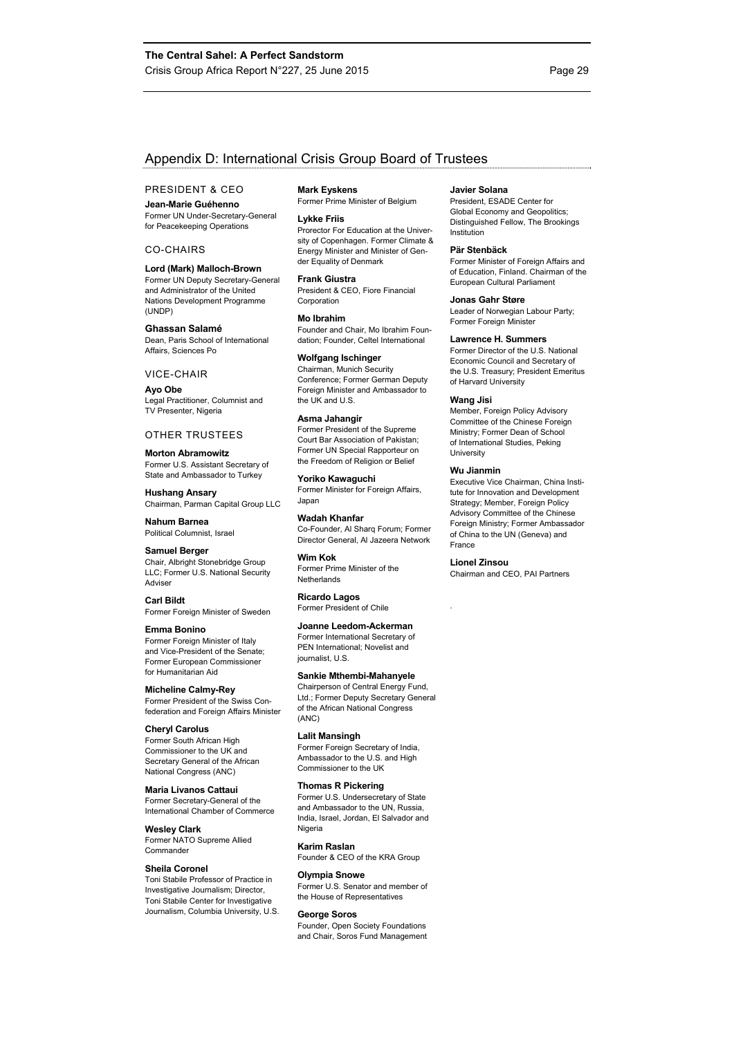## Appendix D: International Crisis Group Board of Trustees

### PRESIDENT & CEO

**Jean-Marie Guéhenno**
Former UN Under-Secretary-General for Peacekeeping Operations

### CO-CHAIRS

**Lord (Mark) Malloch-Brown**
Former UN Deputy Secretary-General and Administrator of the United Nations Development Programme (UNDP)

**Ghassan Salamé**
Dean, Paris School of International Affairs, Sciences Po

### VICE-CHAIR

**Ayo Obe**
Legal Practitioner, Columnist and TV Presenter, Nigeria

### OTHER TRUSTEES

**Morton Abramowitz**
Former U.S. Assistant Secretary of State and Ambassador to Turkey

**Hushang Ansary**
Chairman, Parman Capital Group LLC

**Nahum Barnea**
Political Columnist, Israel

**Samuel Berger**
Chair, Albright Stonebridge Group LLC; Former U.S. National Security Adviser

**Carl Bildt**
Former Foreign Minister of Sweden

**Emma Bonino**
Former Foreign Minister of Italy and Vice-President of the Senate; Former European Commissioner for Humanitarian Aid

**Micheline Calmy-Rey**
Former President of the Swiss Confederation and Foreign Affairs Minister

**Cheryl Carolus**
Former South African High Commissioner to the UK and Secretary General of the African National Congress (ANC)

**Maria Livanos Cattaui**
Former Secretary-General of the International Chamber of Commerce

**Wesley Clark**
Former NATO Supreme Allied Commander

**Sheila Coronel**
Toni Stabile Professor of Practice in Investigative Journalism; Director, Toni Stabile Center for Investigative Journalism, Columbia University, U.S.

**Mark Eyskens**
Former Prime Minister of Belgium

**Lykke Friis**
Prorector For Education at the University of Copenhagen. Former Climate & Energy Minister and Minister of Gender Equality of Denmark

**Frank Giustra**
President & CEO, Fiore Financial Corporation

**Mo Ibrahim**
Founder and Chair, Mo Ibrahim Foundation; Founder, Celtel International

**Wolfgang Ischinger**
Chairman, Munich Security Conference; Former German Deputy Foreign Minister and Ambassador to the UK and U.S.

**Asma Jahangir**
Former President of the Supreme Court Bar Association of Pakistan; Former UN Special Rapporteur on the Freedom of Religion or Belief

**Yoriko Kawaguchi**
Former Minister for Foreign Affairs, Japan

**Wadah Khanfar**
Co-Founder, Al Sharq Forum; Former Director General, Al Jazeera Network

**Wim Kok**
Former Prime Minister of the Netherlands

**Ricardo Lagos**
Former President of Chile

**Joanne Leedom-Ackerman**
Former International Secretary of PEN International; Novelist and journalist, U.S.

**Sankie Mthembi-Mahanyele**
Chairperson of Central Energy Fund, Ltd.; Former Deputy Secretary General of the African National Congress (ANC)

**Lalit Mansingh**
Former Foreign Secretary of India, Ambassador to the U.S. and High Commissioner to the UK

**Thomas R Pickering**
Former U.S. Undersecretary of State and Ambassador to the UN, Russia, India, Israel, Jordan, El Salvador and Nigeria

**Karim Raslan**
Founder & CEO of the KRA Group

**Olympia Snowe**
Former U.S. Senator and member of the House of Representatives

**George Soros**
Founder, Open Society Foundations and Chair, Soros Fund Management

**Javier Solana**
President, ESADE Center for Global Economy and Geopolitics; Distinguished Fellow, The Brookings Institution

**Pär Stenbäck**
Former Minister of Foreign Affairs and of Education, Finland. Chairman of the European Cultural Parliament

**Jonas Gahr Støre**
Leader of Norwegian Labour Party; Former Foreign Minister

**Lawrence H. Summers**
Former Director of the U.S. National Economic Council and Secretary of the U.S. Treasury; President Emeritus of Harvard University

**Wang Jisi**
Member, Foreign Policy Advisory Committee of the Chinese Foreign Ministry; Former Dean of School of International Studies, Peking University

**Wu Jianmin**
Executive Vice Chairman, China Institute for Innovation and Development Strategy; Member, Foreign Policy Advisory Committee of the Chinese Foreign Ministry; Former Ambassador of China to the UN (Geneva) and France

**Lionel Zinsou**
Chairman and CEO, PAI Partners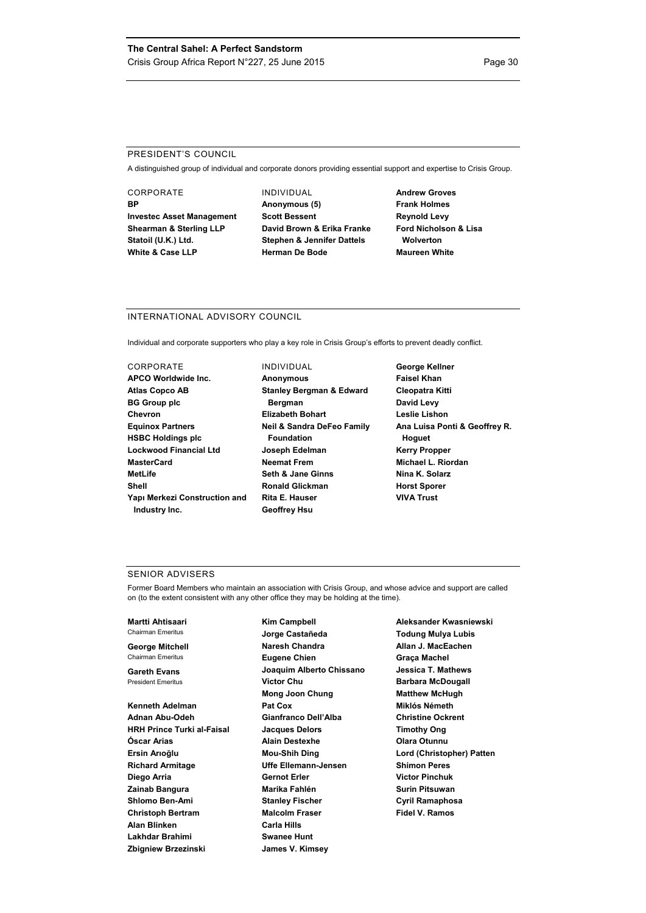## PRESIDENT'S COUNCIL

A distinguished group of individual and corporate donors providing essential support and expertise to Crisis Group.

CORPORATE

**BP**
**Investec Asset Management**
**Shearman & Sterling LLP**
**Statoil (U.K.) Ltd.**
**White & Case LLP**

INDIVIDUAL

**Anonymous (5)**
**Scott Bessent**
**David Brown & Erika Franke**
**Stephen & Jennifer Dattels**
**Herman De Bode**
**Andrew Groves**
**Frank Holmes**
**Reynold Levy**
**Ford Nicholson & Lisa Wolverton**
**Maureen White**

## INTERNATIONAL ADVISORY COUNCIL

Individual and corporate supporters who play a key role in Crisis Group's efforts to prevent deadly conflict.

CORPORATE

**APCO Worldwide Inc.**
**Atlas Copco AB**
**BG Group plc**
**Chevron**
**Equinox Partners**
**HSBC Holdings plc**
**Lockwood Financial Ltd**
**MasterCard**
**MetLife**
**Shell**
**Yapı Merkezi Construction and Industry Inc.**

INDIVIDUAL

**Anonymous**
**Stanley Bergman & Edward Bergman**
**Elizabeth Bohart**
**Neil & Sandra DeFeo Family Foundation**
**Joseph Edelman**
**Neemat Frem**
**Seth & Jane Ginns**
**Ronald Glickman**
**Rita E. Hauser**
**Geoffrey Hsu**
**George Kellner**
**Faisel Khan**
**Cleopatra Kitti**
**David Levy**
**Leslie Lishon**
**Ana Luisa Ponti & Geoffrey R. Hoguet**
**Kerry Propper**
**Michael L. Riordan**
**Nina K. Solarz**
**Horst Sporer**
**VIVA Trust**

## SENIOR ADVISERS

Former Board Members who maintain an association with Crisis Group, and whose advice and support are called on (to the extent consistent with any other office they may be holding at the time).

**Martti Ahtisaari**
Chairman Emeritus

**George Mitchell**
Chairman Emeritus

**Gareth Evans**
President Emeritus

**Kenneth Adelman**
**Adnan Abu-Odeh**
**HRH Prince Turki al-Faisal**
**Óscar Arias**
**Ersin Arıoğlu**
**Richard Armitage**
**Diego Arria**
**Zainab Bangura**
**Shlomo Ben-Ami**
**Christoph Bertram**
**Alan Blinken**
**Lakhdar Brahimi**
**Zbigniew Brzezinski**
**Kim Campbell**
**Jorge Castañeda**
**Naresh Chandra**
**Eugene Chien**
**Joaquim Alberto Chissano**
**Victor Chu**
**Mong Joon Chung**
**Pat Cox**
**Gianfranco Dell'Alba**
**Jacques Delors**
**Alain Destexhe**
**Mou-Shih Ding**
**Uffe Ellemann-Jensen**
**Gernot Erler**
**Marika Fahlén**
**Stanley Fischer**
**Malcolm Fraser**
**Carla Hills**
**Swanee Hunt**
**James V. Kimsey**
**Aleksander Kwasniewski**
**Todung Mulya Lubis**
**Allan J. MacEachen**
**Graça Machel**
**Jessica T. Mathews**
**Barbara McDougall**
**Matthew McHugh**
**Miklós Németh**
**Christine Ockrent**
**Timothy Ong**
**Olara Otunnu**
**Lord (Christopher) Patten**
**Shimon Peres**
**Victor Pinchuk**
**Surin Pitsuwan**
**Cyril Ramaphosa**
**Fidel V. Ramos**